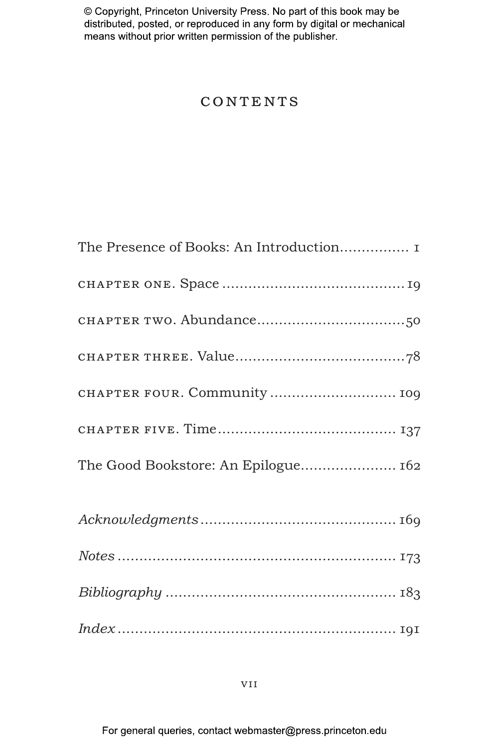© Copyright, Princeton University Press. No part of this book may be distributed, posted, or reproduced in any form by digital or mechanical means without prior written permission of the publisher.

# CONTENTS

The Presence of Books: An Introduction ........ 1

CHAPTER ONE. Space ........ 19

CHAPTER TWO. Abundance ........ 50

CHAPTER THREE. Value ........ 78

CHAPTER FOUR. Community ........ 109

CHAPTER FIVE. Time ........ 137

The Good Bookstore: An Epilogue ........ 162

*Acknowledgments* ........ 169

*Notes* ........ 173

*Bibliography* ........ 183

*Index* ........ 191

For general queries, contact webmaster@press.princeton.edu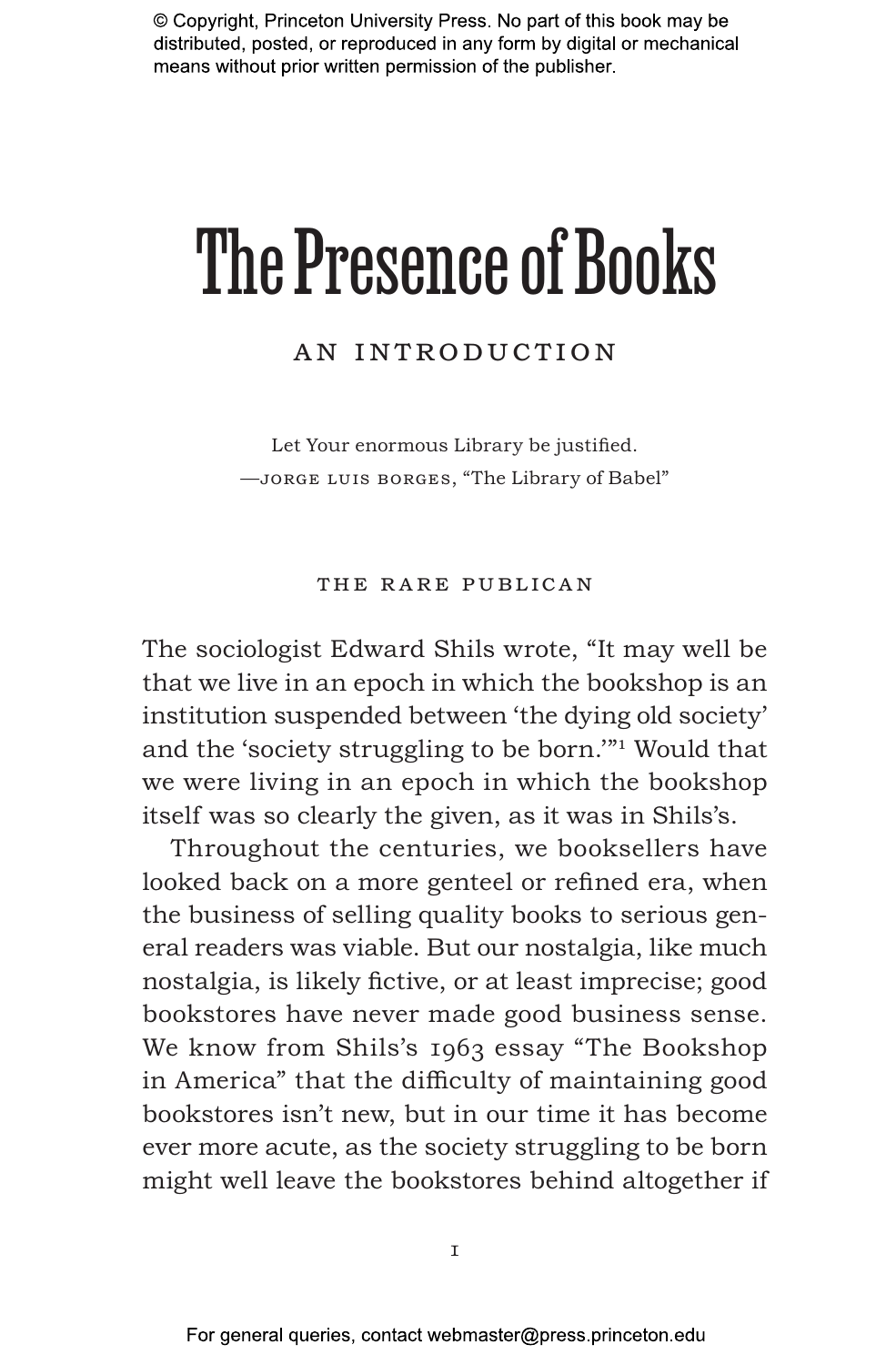# The Presence of Books

## AN INTRODUCTION

Let Your enormous Library be justified.
—JORGE LUIS BORGES, "The Library of Babel"

### THE RARE PUBLICAN

The sociologist Edward Shils wrote, "It may well be that we live in an epoch in which the bookshop is an institution suspended between 'the dying old society' and the 'society struggling to be born.'"[1] Would that we were living in an epoch in which the bookshop itself was so clearly the given, as it was in Shils's.

Throughout the centuries, we booksellers have looked back on a more genteel or refined era, when the business of selling quality books to serious general readers was viable. But our nostalgia, like much nostalgia, is likely fictive, or at least imprecise; good bookstores have never made good business sense. We know from Shils's 1963 essay "The Bookshop in America" that the difficulty of maintaining good bookstores isn't new, but in our time it has become ever more acute, as the society struggling to be born might well leave the bookstores behind altogether if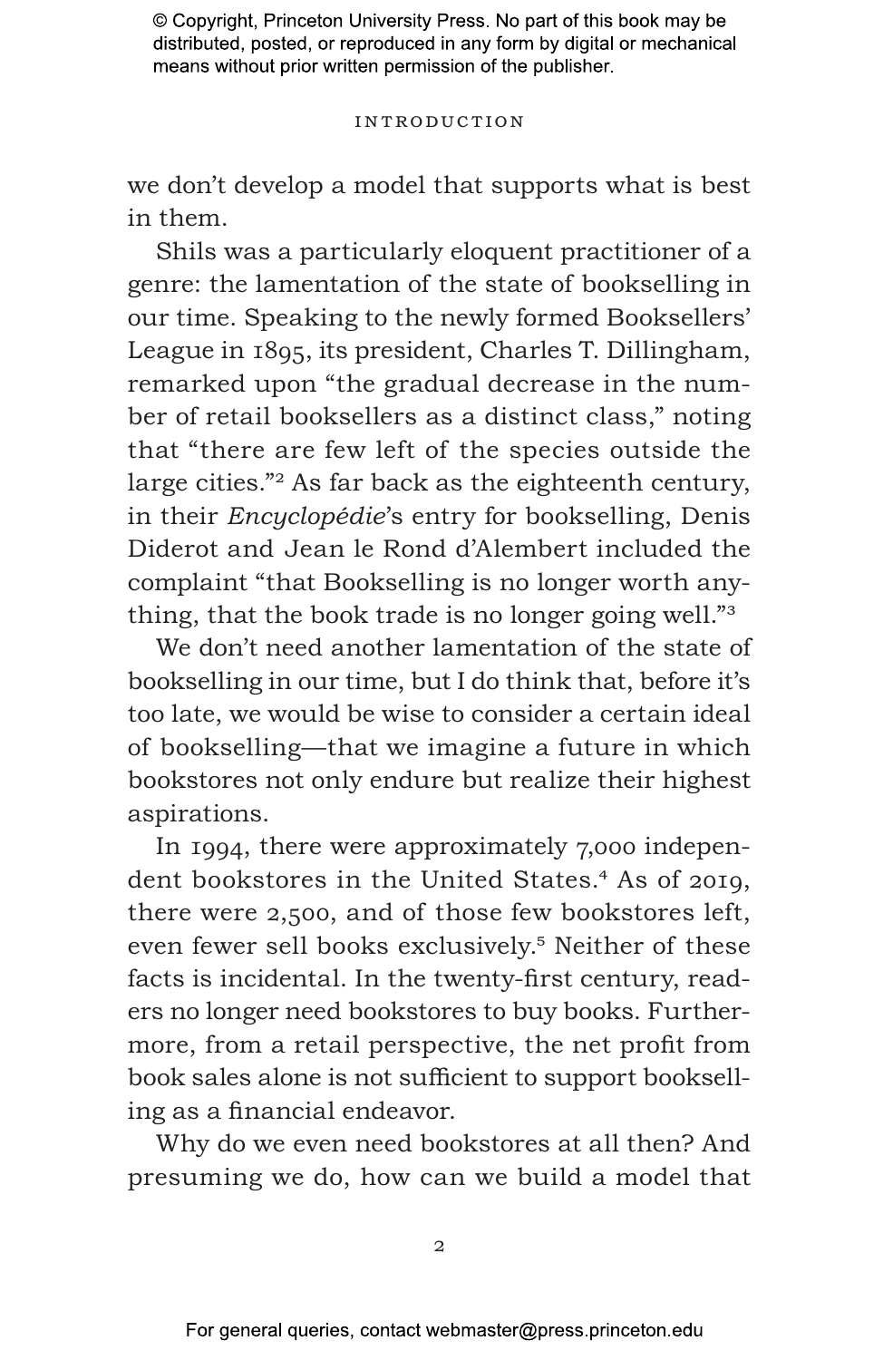we don't develop a model that supports what is best in them.

Shils was a particularly eloquent practitioner of a genre: the lamentation of the state of bookselling in our time. Speaking to the newly formed Booksellers' League in 1895, its president, Charles T. Dillingham, remarked upon "the gradual decrease in the number of retail booksellers as a distinct class," noting that "there are few left of the species outside the large cities."[2] As far back as the eighteenth century, in their *Encyclopédie*'s entry for bookselling, Denis Diderot and Jean le Rond d'Alembert included the complaint "that Bookselling is no longer worth anything, that the book trade is no longer going well."[3]

We don't need another lamentation of the state of bookselling in our time, but I do think that, before it's too late, we would be wise to consider a certain ideal of bookselling—that we imagine a future in which bookstores not only endure but realize their highest aspirations.

In 1994, there were approximately 7,000 independent bookstores in the United States.[4] As of 2019, there were 2,500, and of those few bookstores left, even fewer sell books exclusively.[5] Neither of these facts is incidental. In the twenty-first century, readers no longer need bookstores to buy books. Furthermore, from a retail perspective, the net profit from book sales alone is not sufficient to support bookselling as a financial endeavor.

Why do we even need bookstores at all then? And presuming we do, how can we build a model that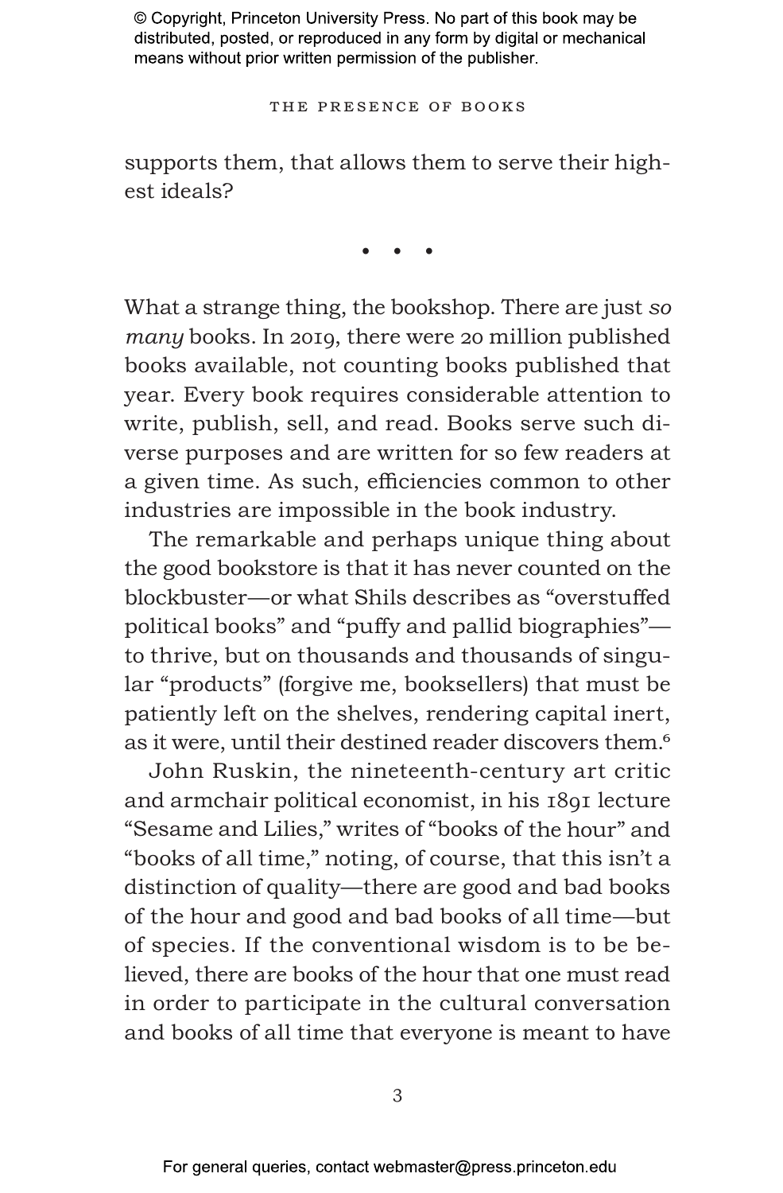supports them, that allows them to serve their highest ideals?

• • •

What a strange thing, the bookshop. There are just *so many* books. In 2019, there were 20 million published books available, not counting books published that year. Every book requires considerable attention to write, publish, sell, and read. Books serve such diverse purposes and are written for so few readers at a given time. As such, efficiencies common to other industries are impossible in the book industry.

The remarkable and perhaps unique thing about the good bookstore is that it has never counted on the blockbuster—or what Shils describes as "overstuffed political books" and "puffy and pallid biographies"—to thrive, but on thousands and thousands of singular "products" (forgive me, booksellers) that must be patiently left on the shelves, rendering capital inert, as it were, until their destined reader discovers them.[6]

John Ruskin, the nineteenth-century art critic and armchair political economist, in his 1891 lecture "Sesame and Lilies," writes of "books of the hour" and "books of all time," noting, of course, that this isn't a distinction of quality—there are good and bad books of the hour and good and bad books of all time—but of species. If the conventional wisdom is to be believed, there are books of the hour that one must read in order to participate in the cultural conversation and books of all time that everyone is meant to have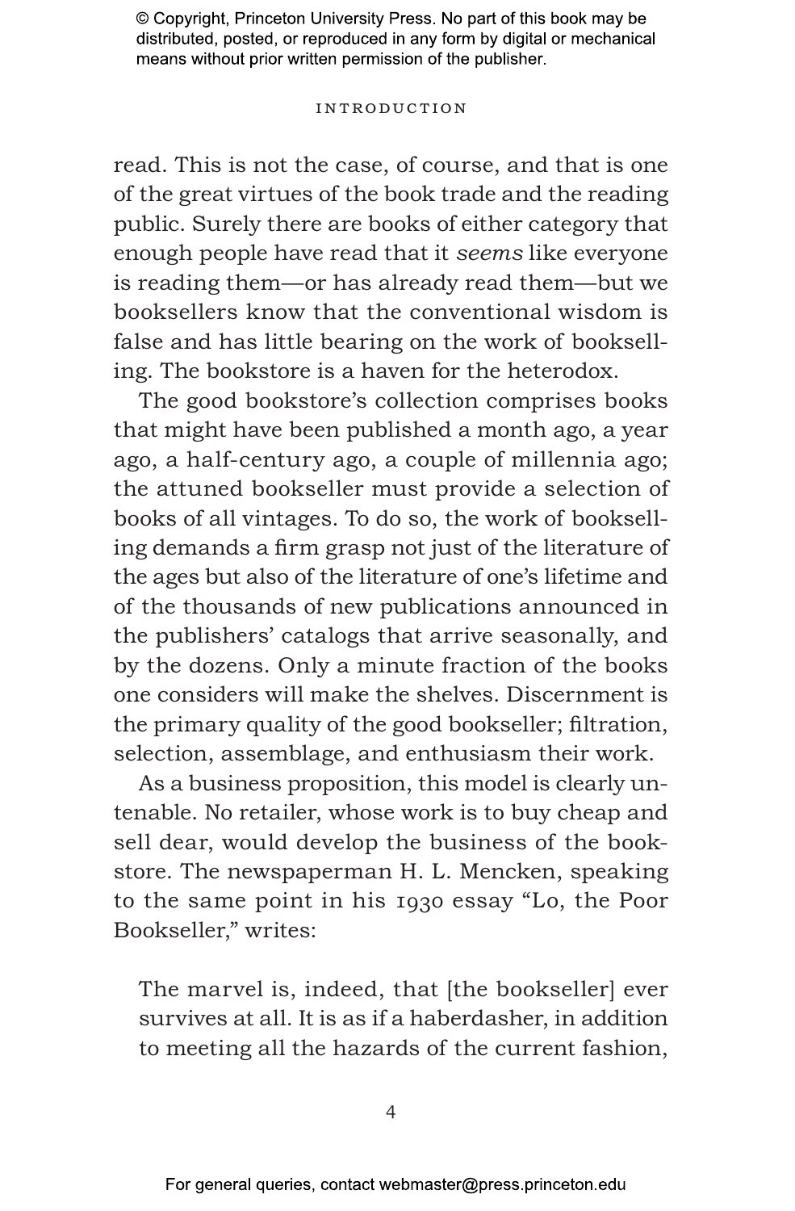read. This is not the case, of course, and that is one of the great virtues of the book trade and the reading public. Surely there are books of either category that enough people have read that it *seems* like everyone is reading them—or has already read them—but we booksellers know that the conventional wisdom is false and has little bearing on the work of bookselling. The bookstore is a haven for the heterodox.

The good bookstore's collection comprises books that might have been published a month ago, a year ago, a half-century ago, a couple of millennia ago; the attuned bookseller must provide a selection of books of all vintages. To do so, the work of bookselling demands a firm grasp not just of the literature of the ages but also of the literature of one's lifetime and of the thousands of new publications announced in the publishers' catalogs that arrive seasonally, and by the dozens. Only a minute fraction of the books one considers will make the shelves. Discernment is the primary quality of the good bookseller; filtration, selection, assemblage, and enthusiasm their work.

As a business proposition, this model is clearly untenable. No retailer, whose work is to buy cheap and sell dear, would develop the business of the bookstore. The newspaperman H. L. Mencken, speaking to the same point in his 1930 essay "Lo, the Poor Bookseller," writes:

> The marvel is, indeed, that [the bookseller] ever survives at all. It is as if a haberdasher, in addition to meeting all the hazards of the current fashion,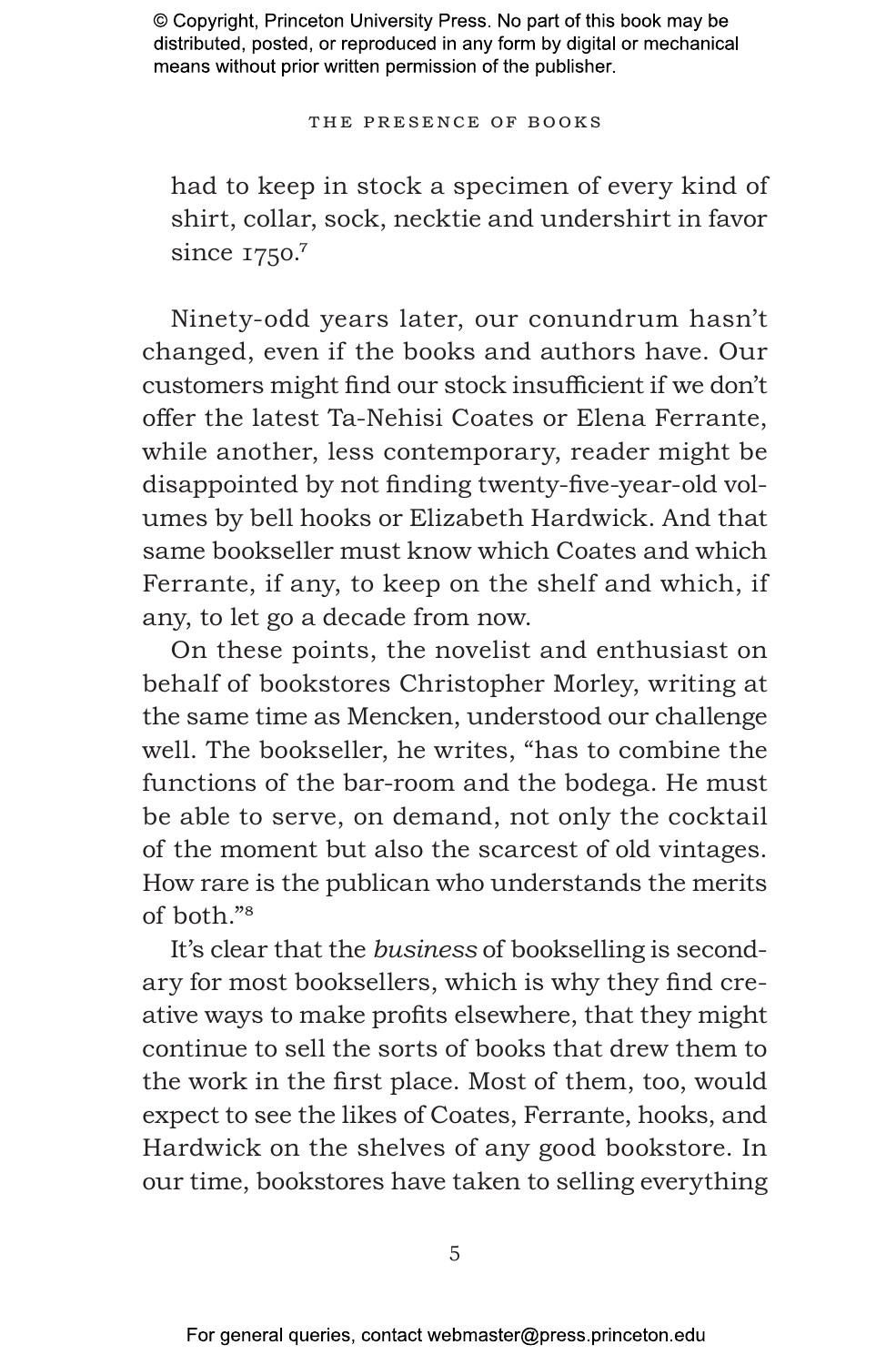had to keep in stock a specimen of every kind of shirt, collar, sock, necktie and undershirt in favor since 1750.[7]

Ninety-odd years later, our conundrum hasn't changed, even if the books and authors have. Our customers might find our stock insufficient if we don't offer the latest Ta-Nehisi Coates or Elena Ferrante, while another, less contemporary, reader might be disappointed by not finding twenty-five-year-old volumes by bell hooks or Elizabeth Hardwick. And that same bookseller must know which Coates and which Ferrante, if any, to keep on the shelf and which, if any, to let go a decade from now.

On these points, the novelist and enthusiast on behalf of bookstores Christopher Morley, writing at the same time as Mencken, understood our challenge well. The bookseller, he writes, "has to combine the functions of the bar-room and the bodega. He must be able to serve, on demand, not only the cocktail of the moment but also the scarcest of old vintages. How rare is the publican who understands the merits of both."[8]

It's clear that the *business* of bookselling is secondary for most booksellers, which is why they find creative ways to make profits elsewhere, that they might continue to sell the sorts of books that drew them to the work in the first place. Most of them, too, would expect to see the likes of Coates, Ferrante, hooks, and Hardwick on the shelves of any good bookstore. In our time, bookstores have taken to selling everything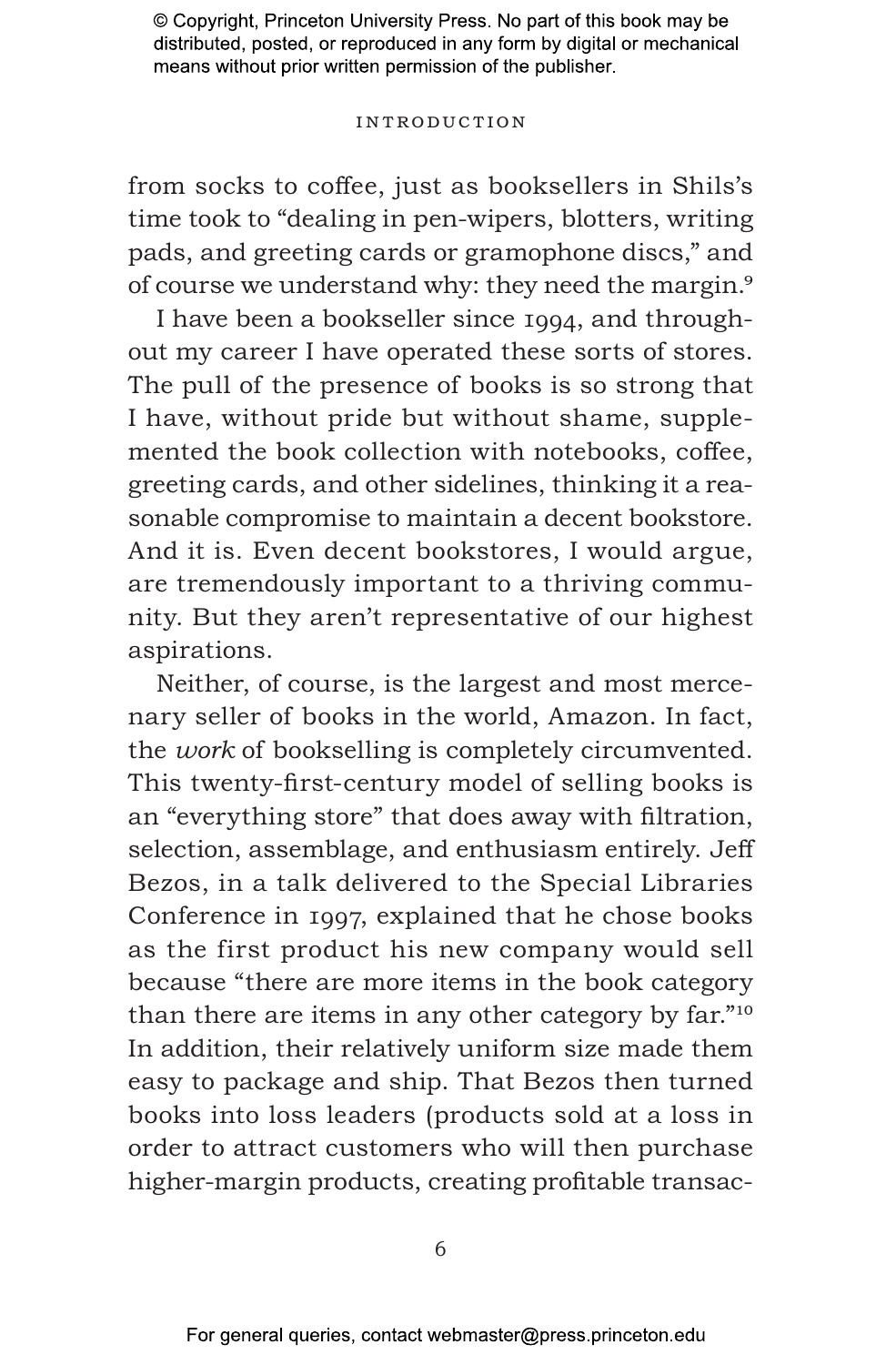from socks to coffee, just as booksellers in Shils's time took to "dealing in pen-wipers, blotters, writing pads, and greeting cards or gramophone discs," and of course we understand why: they need the margin.[9]

I have been a bookseller since 1994, and throughout my career I have operated these sorts of stores. The pull of the presence of books is so strong that I have, without pride but without shame, supplemented the book collection with notebooks, coffee, greeting cards, and other sidelines, thinking it a reasonable compromise to maintain a decent bookstore. And it is. Even decent bookstores, I would argue, are tremendously important to a thriving community. But they aren't representative of our highest aspirations.

Neither, of course, is the largest and most mercenary seller of books in the world, Amazon. In fact, the *work* of bookselling is completely circumvented. This twenty-first-century model of selling books is an "everything store" that does away with filtration, selection, assemblage, and enthusiasm entirely. Jeff Bezos, in a talk delivered to the Special Libraries Conference in 1997, explained that he chose books as the first product his new company would sell because "there are more items in the book category than there are items in any other category by far."[10] In addition, their relatively uniform size made them easy to package and ship. That Bezos then turned books into loss leaders (products sold at a loss in order to attract customers who will then purchase higher-margin products, creating profitable transac-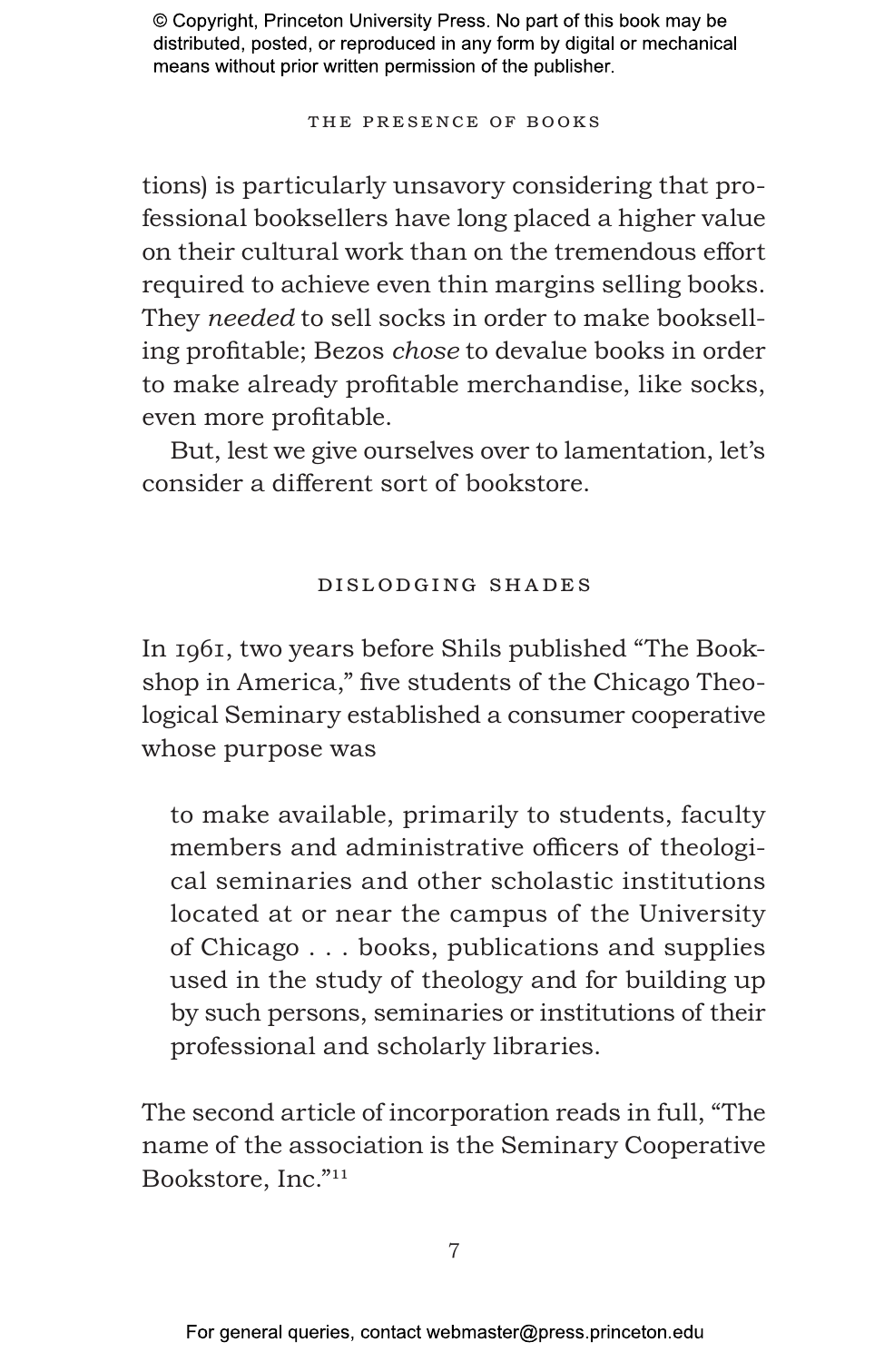tions) is particularly unsavory considering that professional booksellers have long placed a higher value on their cultural work than on the tremendous effort required to achieve even thin margins selling books. They *needed* to sell socks in order to make bookselling profitable; Bezos *chose* to devalue books in order to make already profitable merchandise, like socks, even more profitable.

But, lest we give ourselves over to lamentation, let's consider a different sort of bookstore.

## DISLODGING SHADES

In 1961, two years before Shils published "The Bookshop in America," five students of the Chicago Theological Seminary established a consumer cooperative whose purpose was

> to make available, primarily to students, faculty members and administrative officers of theological seminaries and other scholastic institutions located at or near the campus of the University of Chicago . . . books, publications and supplies used in the study of theology and for building up by such persons, seminaries or institutions of their professional and scholarly libraries.

The second article of incorporation reads in full, "The name of the association is the Seminary Cooperative Bookstore, Inc."[11]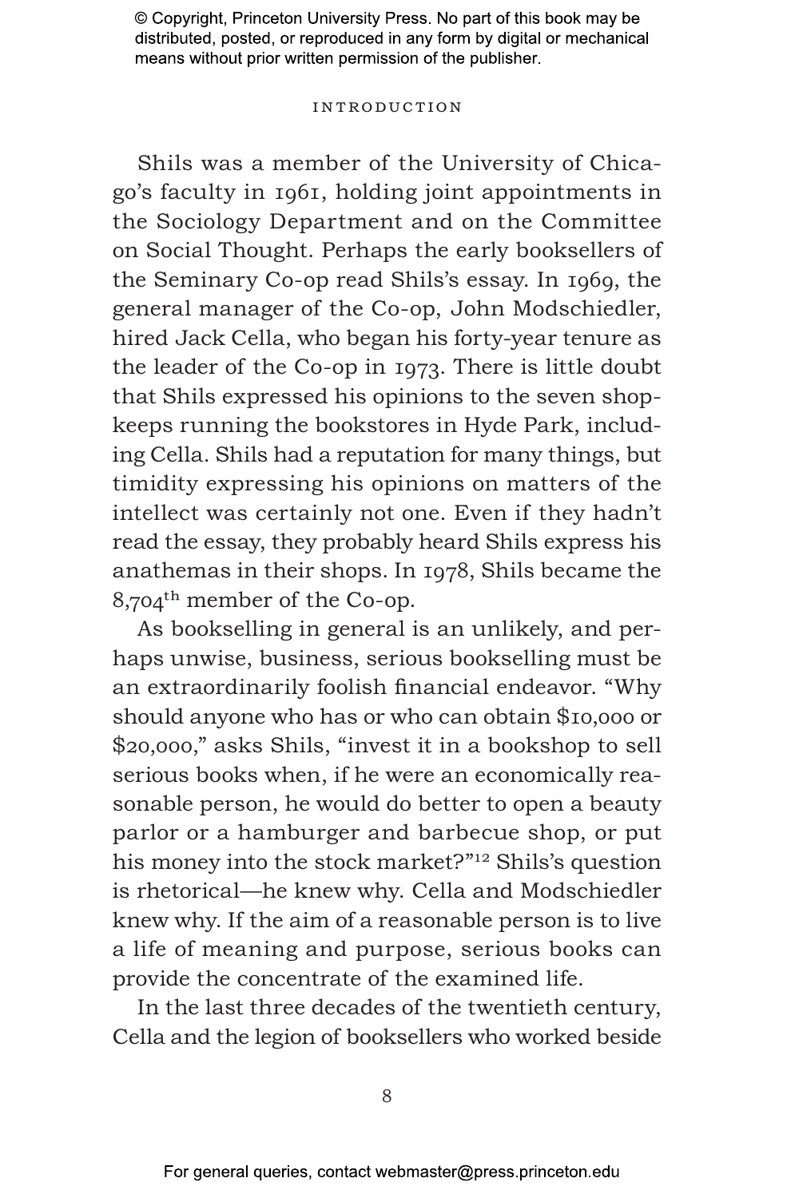Shils was a member of the University of Chicago's faculty in 1961, holding joint appointments in the Sociology Department and on the Committee on Social Thought. Perhaps the early booksellers of the Seminary Co-op read Shils's essay. In 1969, the general manager of the Co-op, John Modschiedler, hired Jack Cella, who began his forty-year tenure as the leader of the Co-op in 1973. There is little doubt that Shils expressed his opinions to the seven shopkeeps running the bookstores in Hyde Park, including Cella. Shils had a reputation for many things, but timidity expressing his opinions on matters of the intellect was certainly not one. Even if they hadn't read the essay, they probably heard Shils express his anathemas in their shops. In 1978, Shils became the 8,704th member of the Co-op.

As bookselling in general is an unlikely, and perhaps unwise, business, serious bookselling must be an extraordinarily foolish financial endeavor. "Why should anyone who has or who can obtain $10,000 or $20,000," asks Shils, "invest it in a bookshop to sell serious books when, if he were an economically reasonable person, he would do better to open a beauty parlor or a hamburger and barbecue shop, or put his money into the stock market?"[12] Shils's question is rhetorical—he knew why. Cella and Modschiedler knew why. If the aim of a reasonable person is to live a life of meaning and purpose, serious books can provide the concentrate of the examined life.

In the last three decades of the twentieth century, Cella and the legion of booksellers who worked beside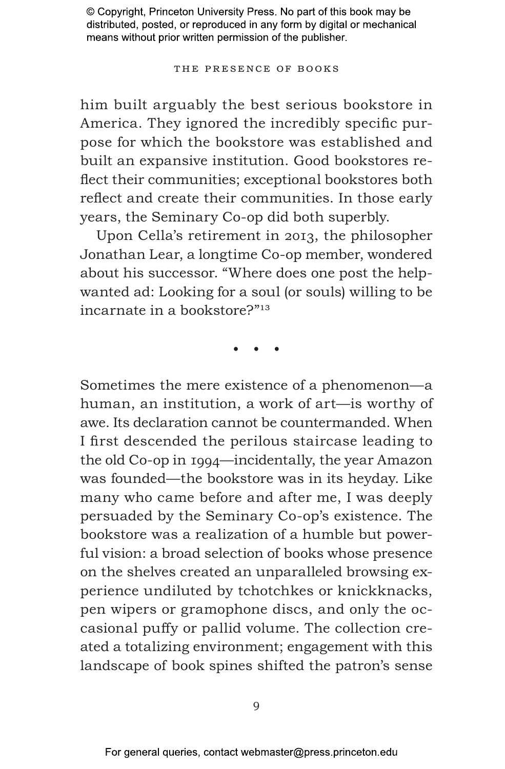him built arguably the best serious bookstore in America. They ignored the incredibly specific purpose for which the bookstore was established and built an expansive institution. Good bookstores reflect their communities; exceptional bookstores both reflect and create their communities. In those early years, the Seminary Co-op did both superbly.

Upon Cella's retirement in 2013, the philosopher Jonathan Lear, a longtime Co-op member, wondered about his successor. "Where does one post the help-wanted ad: Looking for a soul (or souls) willing to be incarnate in a bookstore?"[13]

• • •

Sometimes the mere existence of a phenomenon—a human, an institution, a work of art—is worthy of awe. Its declaration cannot be countermanded. When I first descended the perilous staircase leading to the old Co-op in 1994—incidentally, the year Amazon was founded—the bookstore was in its heyday. Like many who came before and after me, I was deeply persuaded by the Seminary Co-op's existence. The bookstore was a realization of a humble but powerful vision: a broad selection of books whose presence on the shelves created an unparalleled browsing experience undiluted by tchotchkes or knickknacks, pen wipers or gramophone discs, and only the occasional puffy or pallid volume. The collection created a totalizing environment; engagement with this landscape of book spines shifted the patron's sense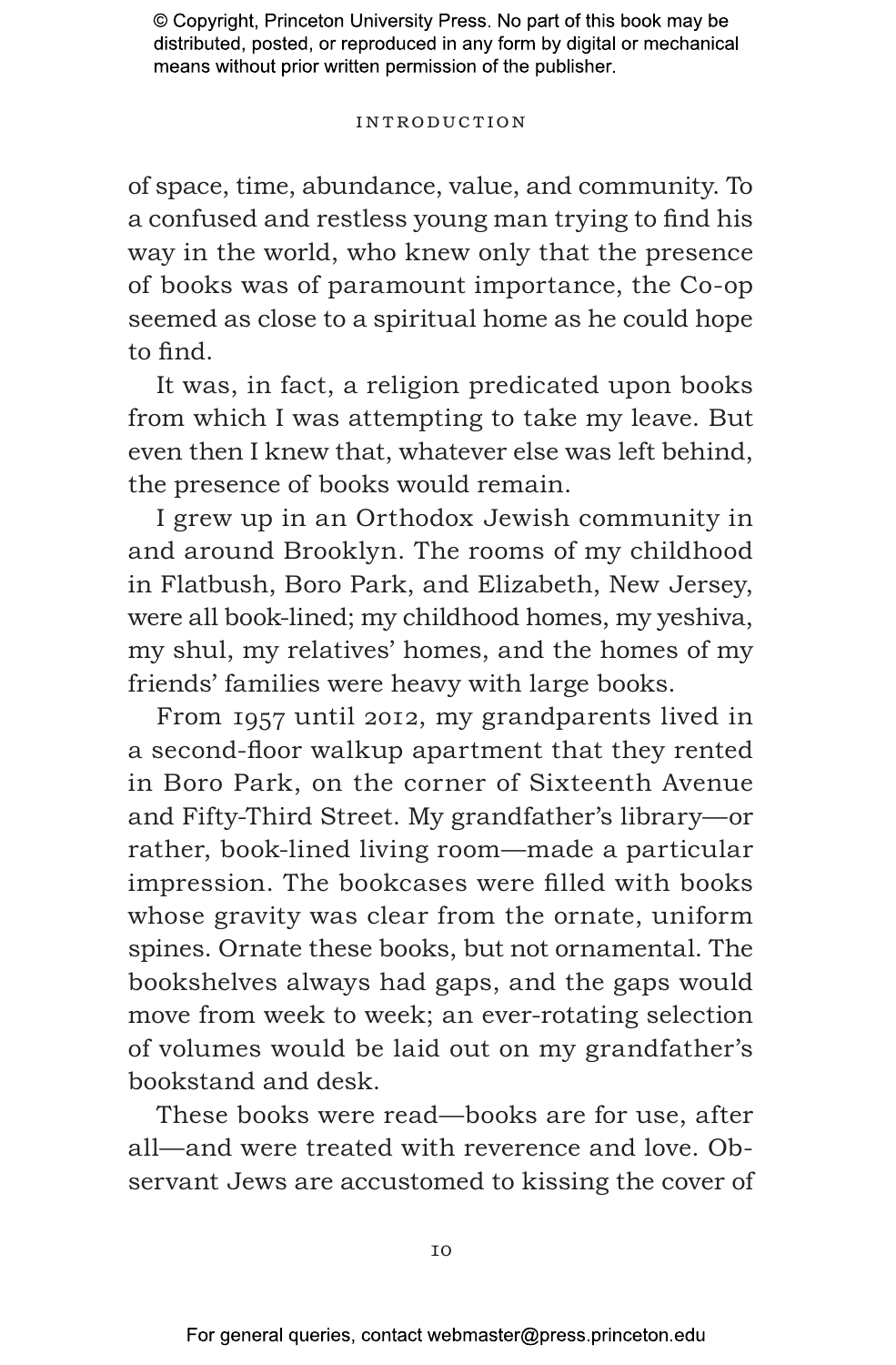of space, time, abundance, value, and community. To a confused and restless young man trying to find his way in the world, who knew only that the presence of books was of paramount importance, the Co-op seemed as close to a spiritual home as he could hope to find.

It was, in fact, a religion predicated upon books from which I was attempting to take my leave. But even then I knew that, whatever else was left behind, the presence of books would remain.

I grew up in an Orthodox Jewish community in and around Brooklyn. The rooms of my childhood in Flatbush, Boro Park, and Elizabeth, New Jersey, were all book-lined; my childhood homes, my yeshiva, my shul, my relatives' homes, and the homes of my friends' families were heavy with large books.

From 1957 until 2012, my grandparents lived in a second-floor walkup apartment that they rented in Boro Park, on the corner of Sixteenth Avenue and Fifty-Third Street. My grandfather's library—or rather, book-lined living room—made a particular impression. The bookcases were filled with books whose gravity was clear from the ornate, uniform spines. Ornate these books, but not ornamental. The bookshelves always had gaps, and the gaps would move from week to week; an ever-rotating selection of volumes would be laid out on my grandfather's bookstand and desk.

These books were read—books are for use, after all—and were treated with reverence and love. Observant Jews are accustomed to kissing the cover of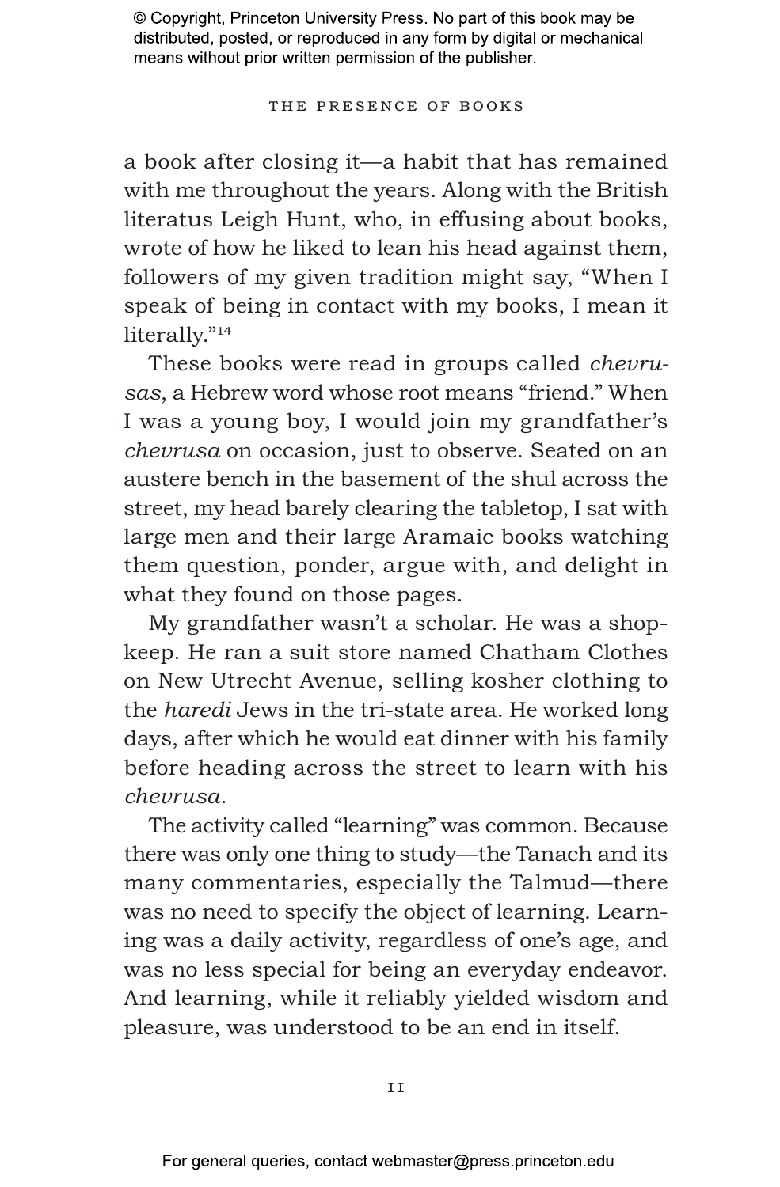a book after closing it—a habit that has remained with me throughout the years. Along with the British literatus Leigh Hunt, who, in effusing about books, wrote of how he liked to lean his head against them, followers of my given tradition might say, "When I speak of being in contact with my books, I mean it literally."[14]

These books were read in groups called *chevrusas*, a Hebrew word whose root means "friend." When I was a young boy, I would join my grandfather's *chevrusa* on occasion, just to observe. Seated on an austere bench in the basement of the shul across the street, my head barely clearing the tabletop, I sat with large men and their large Aramaic books watching them question, ponder, argue with, and delight in what they found on those pages.

My grandfather wasn't a scholar. He was a shopkeep. He ran a suit store named Chatham Clothes on New Utrecht Avenue, selling kosher clothing to the *haredi* Jews in the tri-state area. He worked long days, after which he would eat dinner with his family before heading across the street to learn with his *chevrusa*.

The activity called "learning" was common. Because there was only one thing to study—the Tanach and its many commentaries, especially the Talmud—there was no need to specify the object of learning. Learning was a daily activity, regardless of one's age, and was no less special for being an everyday endeavor. And learning, while it reliably yielded wisdom and pleasure, was understood to be an end in itself.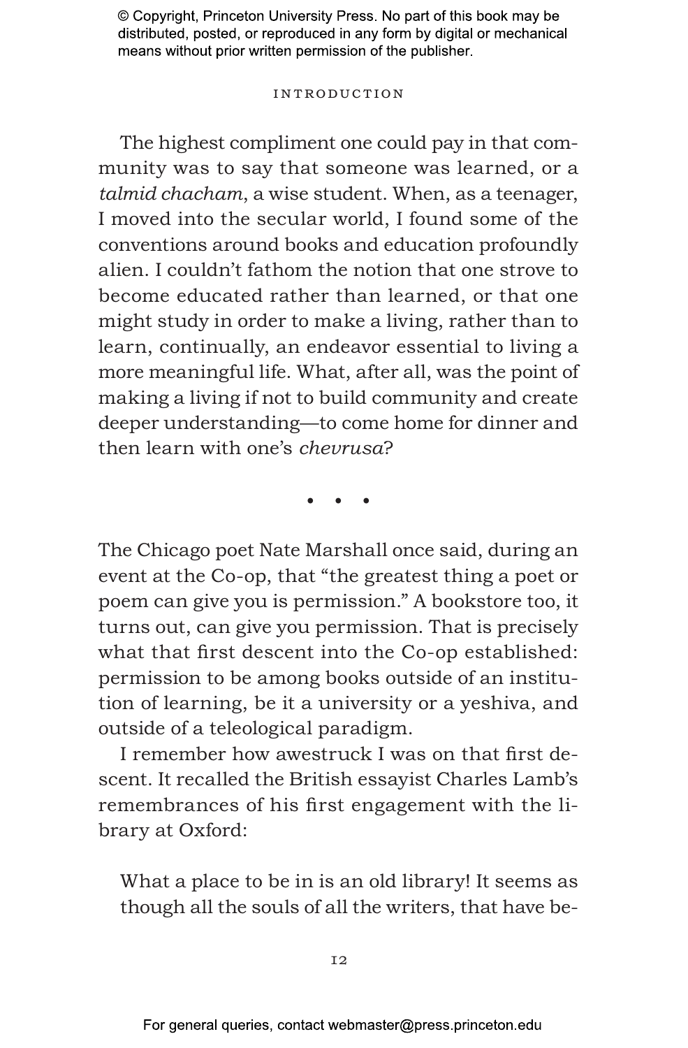The highest compliment one could pay in that community was to say that someone was learned, or a *talmid chacham*, a wise student. When, as a teenager, I moved into the secular world, I found some of the conventions around books and education profoundly alien. I couldn't fathom the notion that one strove to become educated rather than learned, or that one might study in order to make a living, rather than to learn, continually, an endeavor essential to living a more meaningful life. What, after all, was the point of making a living if not to build community and create deeper understanding—to come home for dinner and then learn with one's *chevrusa*?

• • •

The Chicago poet Nate Marshall once said, during an event at the Co-op, that "the greatest thing a poet or poem can give you is permission." A bookstore too, it turns out, can give you permission. That is precisely what that first descent into the Co-op established: permission to be among books outside of an institution of learning, be it a university or a yeshiva, and outside of a teleological paradigm.

I remember how awestruck I was on that first descent. It recalled the British essayist Charles Lamb's remembrances of his first engagement with the library at Oxford:

> What a place to be in is an old library! It seems as though all the souls of all the writers, that have be-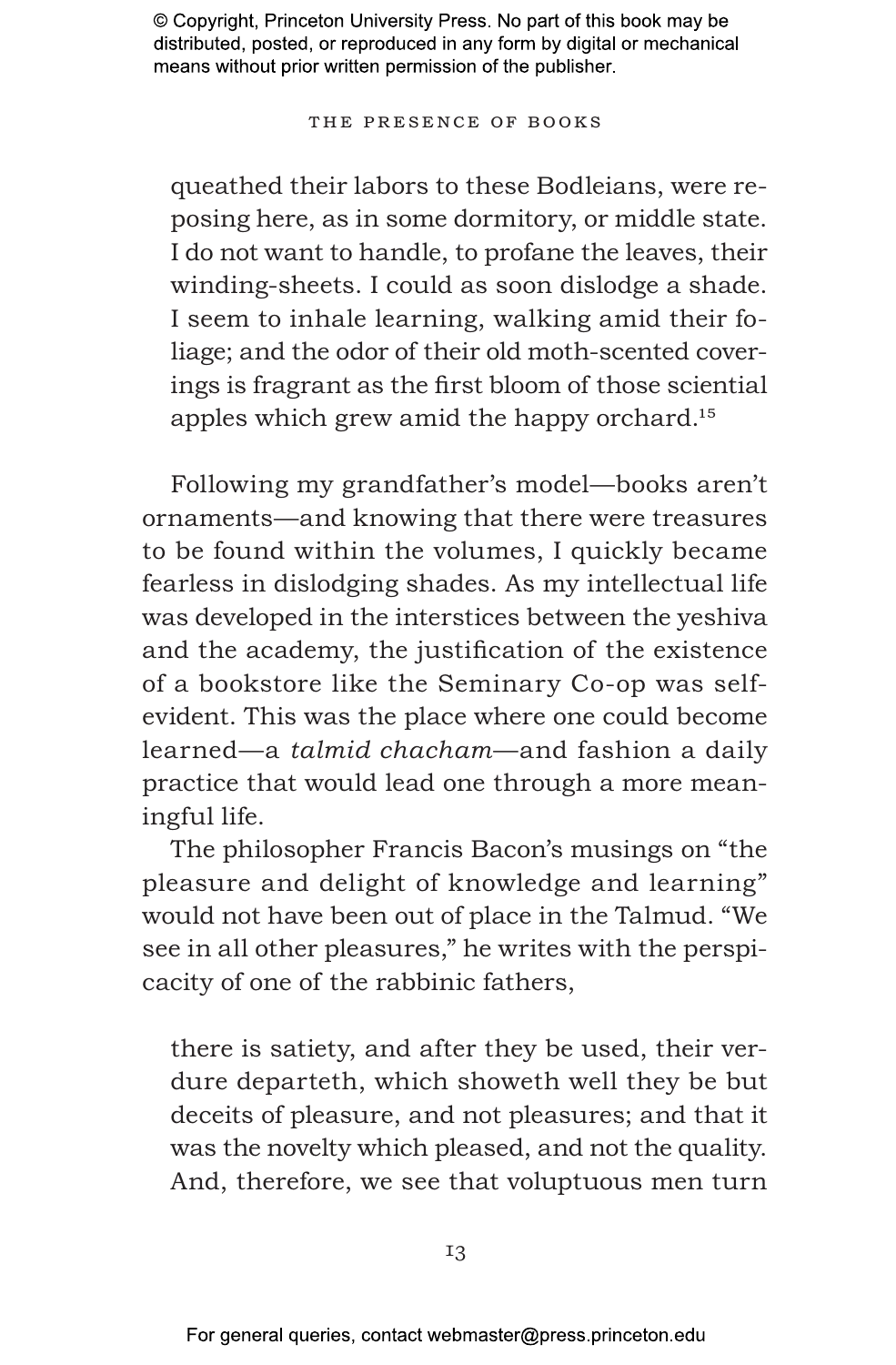queathed their labors to these Bodleians, were reposing here, as in some dormitory, or middle state. I do not want to handle, to profane the leaves, their winding-sheets. I could as soon dislodge a shade. I seem to inhale learning, walking amid their foliage; and the odor of their old moth-scented coverings is fragrant as the first bloom of those sciential apples which grew amid the happy orchard.[15]

Following my grandfather's model—books aren't ornaments—and knowing that there were treasures to be found within the volumes, I quickly became fearless in dislodging shades. As my intellectual life was developed in the interstices between the yeshiva and the academy, the justification of the existence of a bookstore like the Seminary Co-op was self-evident. This was the place where one could become learned—a *talmid chacham*—and fashion a daily practice that would lead one through a more meaningful life.

The philosopher Francis Bacon's musings on "the pleasure and delight of knowledge and learning" would not have been out of place in the Talmud. "We see in all other pleasures," he writes with the perspicacity of one of the rabbinic fathers,

> there is satiety, and after they be used, their verdure departeth, which showeth well they be but deceits of pleasure, and not pleasures; and that it was the novelty which pleased, and not the quality. And, therefore, we see that voluptuous men turn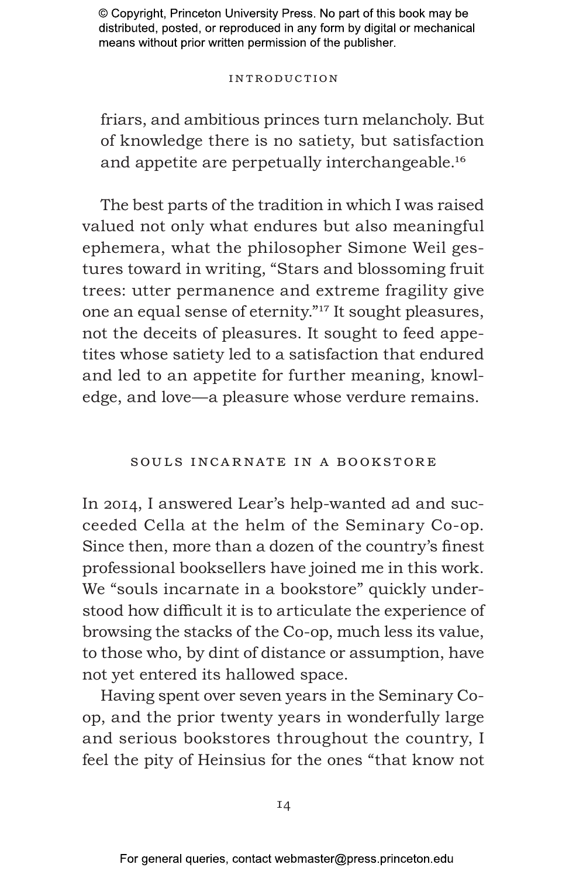friars, and ambitious princes turn melancholy. But of knowledge there is no satiety, but satisfaction and appetite are perpetually interchangeable.[16]

The best parts of the tradition in which I was raised valued not only what endures but also meaningful ephemera, what the philosopher Simone Weil gestures toward in writing, "Stars and blossoming fruit trees: utter permanence and extreme fragility give one an equal sense of eternity."[17] It sought pleasures, not the deceits of pleasures. It sought to feed appetites whose satiety led to a satisfaction that endured and led to an appetite for further meaning, knowledge, and love—a pleasure whose verdure remains.

## SOULS INCARNATE IN A BOOKSTORE

In 2014, I answered Lear's help-wanted ad and succeeded Cella at the helm of the Seminary Co-op. Since then, more than a dozen of the country's finest professional booksellers have joined me in this work. We "souls incarnate in a bookstore" quickly understood how difficult it is to articulate the experience of browsing the stacks of the Co-op, much less its value, to those who, by dint of distance or assumption, have not yet entered its hallowed space.

Having spent over seven years in the Seminary Co-op, and the prior twenty years in wonderfully large and serious bookstores throughout the country, I feel the pity of Heinsius for the ones "that know not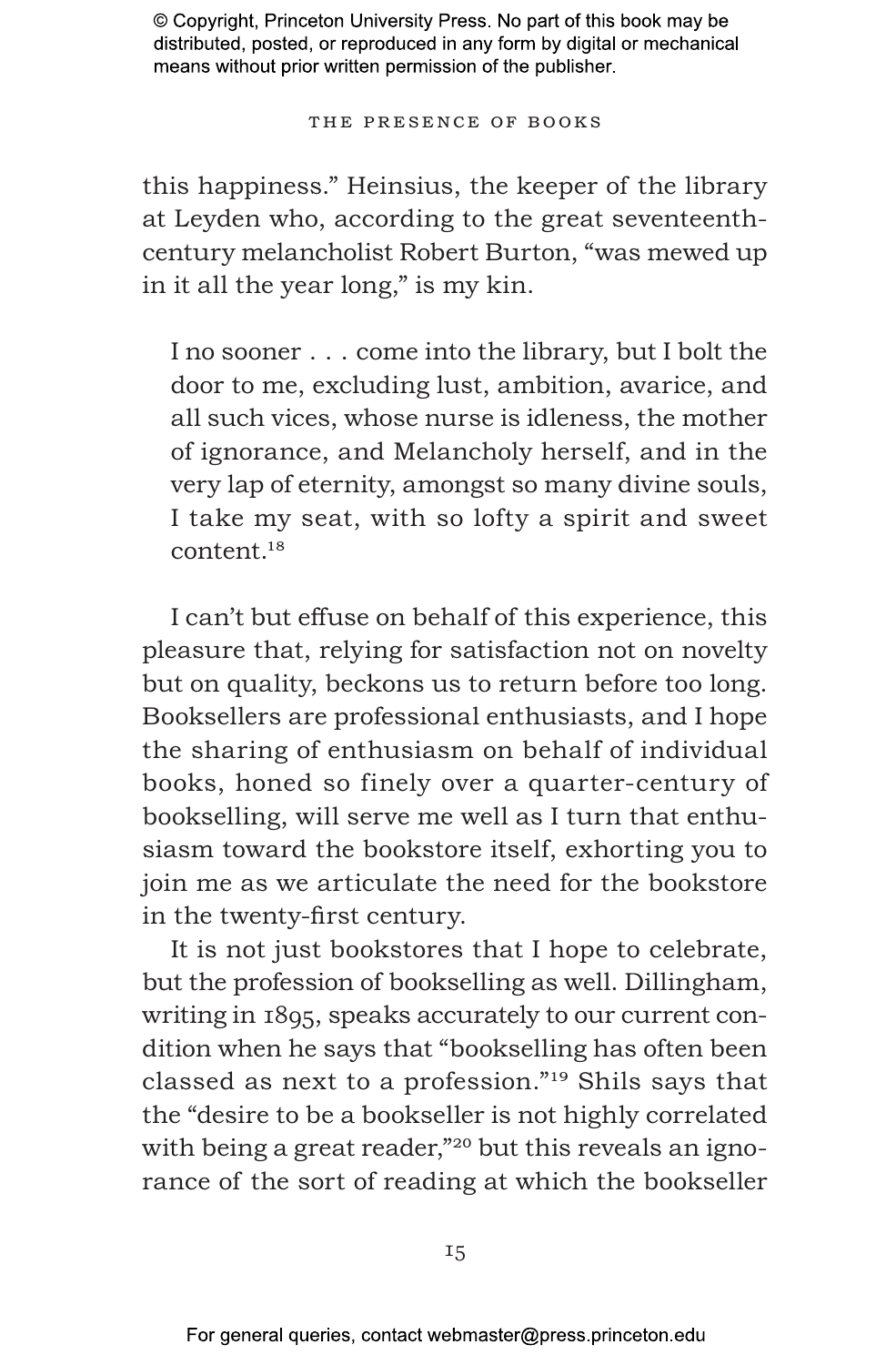this happiness." Heinsius, the keeper of the library at Leyden who, according to the great seventeenth-century melancholist Robert Burton, "was mewed up in it all the year long," is my kin.

> I no sooner . . . come into the library, but I bolt the door to me, excluding lust, ambition, avarice, and all such vices, whose nurse is idleness, the mother of ignorance, and Melancholy herself, and in the very lap of eternity, amongst so many divine souls, I take my seat, with so lofty a spirit and sweet content.[18]

I can't but effuse on behalf of this experience, this pleasure that, relying for satisfaction not on novelty but on quality, beckons us to return before too long. Booksellers are professional enthusiasts, and I hope the sharing of enthusiasm on behalf of individual books, honed so finely over a quarter-century of bookselling, will serve me well as I turn that enthusiasm toward the bookstore itself, exhorting you to join me as we articulate the need for the bookstore in the twenty-first century.

It is not just bookstores that I hope to celebrate, but the profession of bookselling as well. Dillingham, writing in 1895, speaks accurately to our current condition when he says that "bookselling has often been classed as next to a profession."[19] Shils says that the "desire to be a bookseller is not highly correlated with being a great reader,"[20] but this reveals an ignorance of the sort of reading at which the bookseller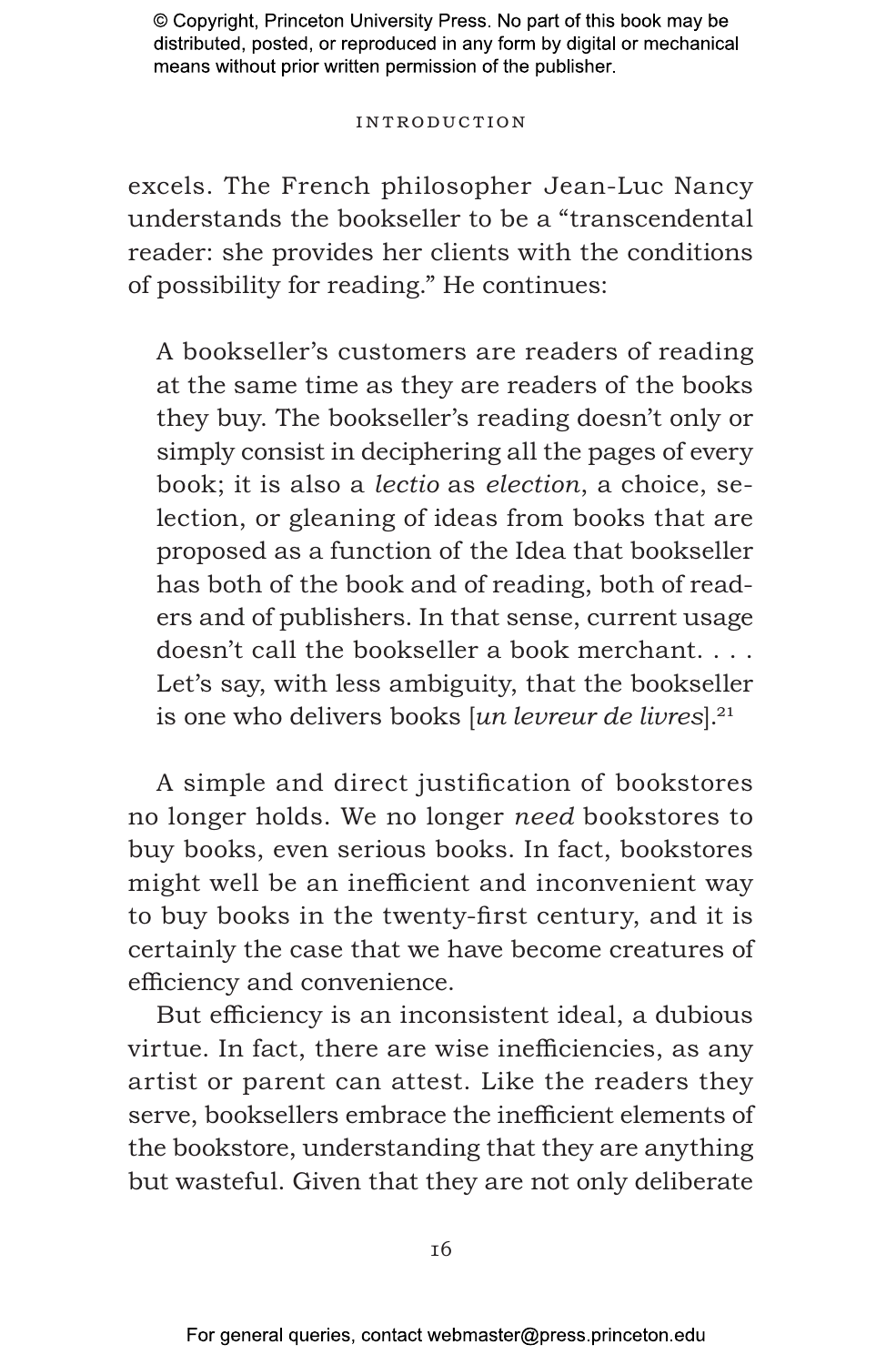excels. The French philosopher Jean-Luc Nancy understands the bookseller to be a "transcendental reader: she provides her clients with the conditions of possibility for reading." He continues:

> A bookseller's customers are readers of reading at the same time as they are readers of the books they buy. The bookseller's reading doesn't only or simply consist in deciphering all the pages of every book; it is also a *lectio* as *election*, a choice, selection, or gleaning of ideas from books that are proposed as a function of the Idea that bookseller has both of the book and of reading, both of readers and of publishers. In that sense, current usage doesn't call the bookseller a book merchant. . . . Let's say, with less ambiguity, that the bookseller is one who delivers books [*un levreur de livres*].[21]

A simple and direct justification of bookstores no longer holds. We no longer *need* bookstores to buy books, even serious books. In fact, bookstores might well be an inefficient and inconvenient way to buy books in the twenty-first century, and it is certainly the case that we have become creatures of efficiency and convenience.

But efficiency is an inconsistent ideal, a dubious virtue. In fact, there are wise inefficiencies, as any artist or parent can attest. Like the readers they serve, booksellers embrace the inefficient elements of the bookstore, understanding that they are anything but wasteful. Given that they are not only deliberate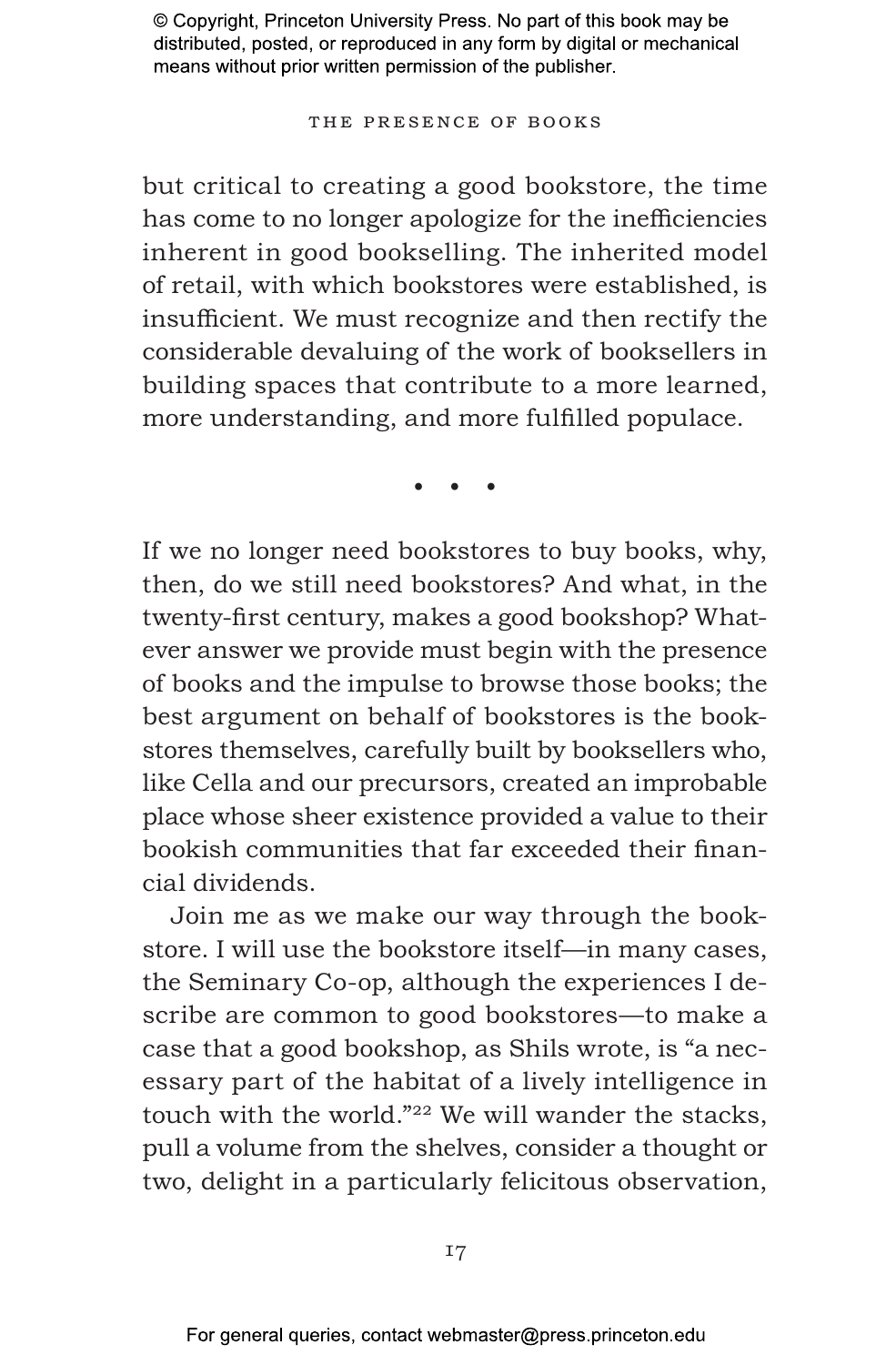but critical to creating a good bookstore, the time has come to no longer apologize for the inefficiencies inherent in good bookselling. The inherited model of retail, with which bookstores were established, is insufficient. We must recognize and then rectify the considerable devaluing of the work of booksellers in building spaces that contribute to a more learned, more understanding, and more fulfilled populace.

• • •

If we no longer need bookstores to buy books, why, then, do we still need bookstores? And what, in the twenty-first century, makes a good bookshop? Whatever answer we provide must begin with the presence of books and the impulse to browse those books; the best argument on behalf of bookstores is the bookstores themselves, carefully built by booksellers who, like Cella and our precursors, created an improbable place whose sheer existence provided a value to their bookish communities that far exceeded their financial dividends.

Join me as we make our way through the bookstore. I will use the bookstore itself—in many cases, the Seminary Co-op, although the experiences I describe are common to good bookstores—to make a case that a good bookshop, as Shils wrote, is "a necessary part of the habitat of a lively intelligence in touch with the world."[22] We will wander the stacks, pull a volume from the shelves, consider a thought or two, delight in a particularly felicitous observation,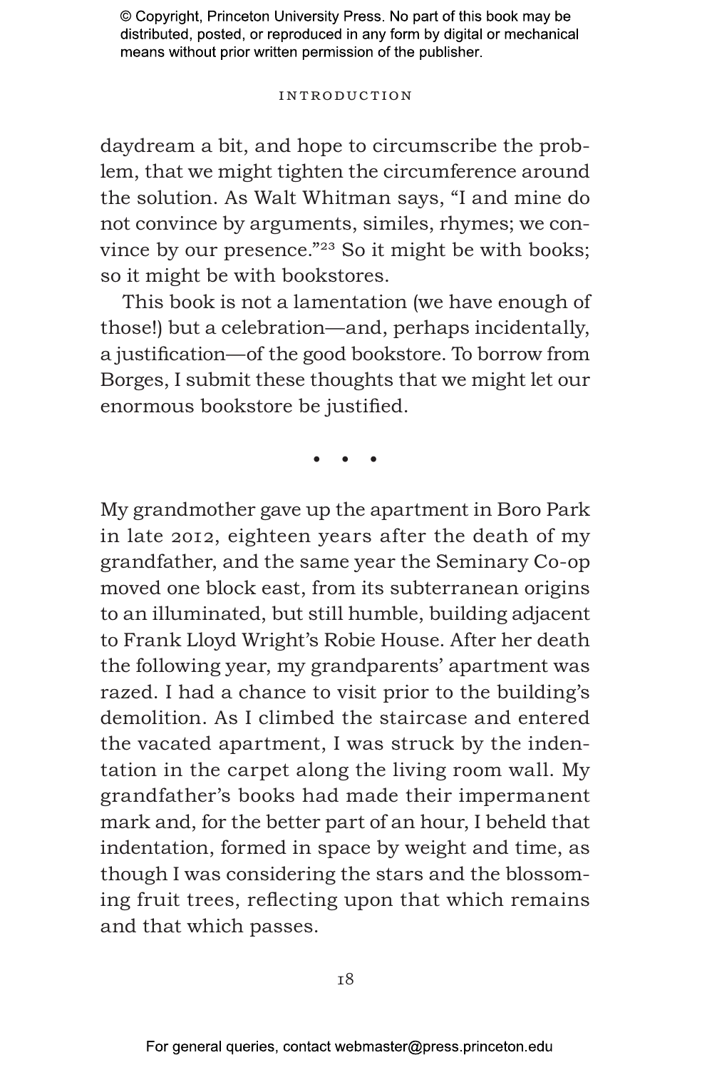daydream a bit, and hope to circumscribe the problem, that we might tighten the circumference around the solution. As Walt Whitman says, "I and mine do not convince by arguments, similes, rhymes; we convince by our presence."[23] So it might be with books; so it might be with bookstores.

This book is not a lamentation (we have enough of those!) but a celebration—and, perhaps incidentally, a justification—of the good bookstore. To borrow from Borges, I submit these thoughts that we might let our enormous bookstore be justified.

• • •

My grandmother gave up the apartment in Boro Park in late 2012, eighteen years after the death of my grandfather, and the same year the Seminary Co-op moved one block east, from its subterranean origins to an illuminated, but still humble, building adjacent to Frank Lloyd Wright's Robie House. After her death the following year, my grandparents' apartment was razed. I had a chance to visit prior to the building's demolition. As I climbed the staircase and entered the vacated apartment, I was struck by the indentation in the carpet along the living room wall. My grandfather's books had made their impermanent mark and, for the better part of an hour, I beheld that indentation, formed in space by weight and time, as though I was considering the stars and the blossoming fruit trees, reflecting upon that which remains and that which passes.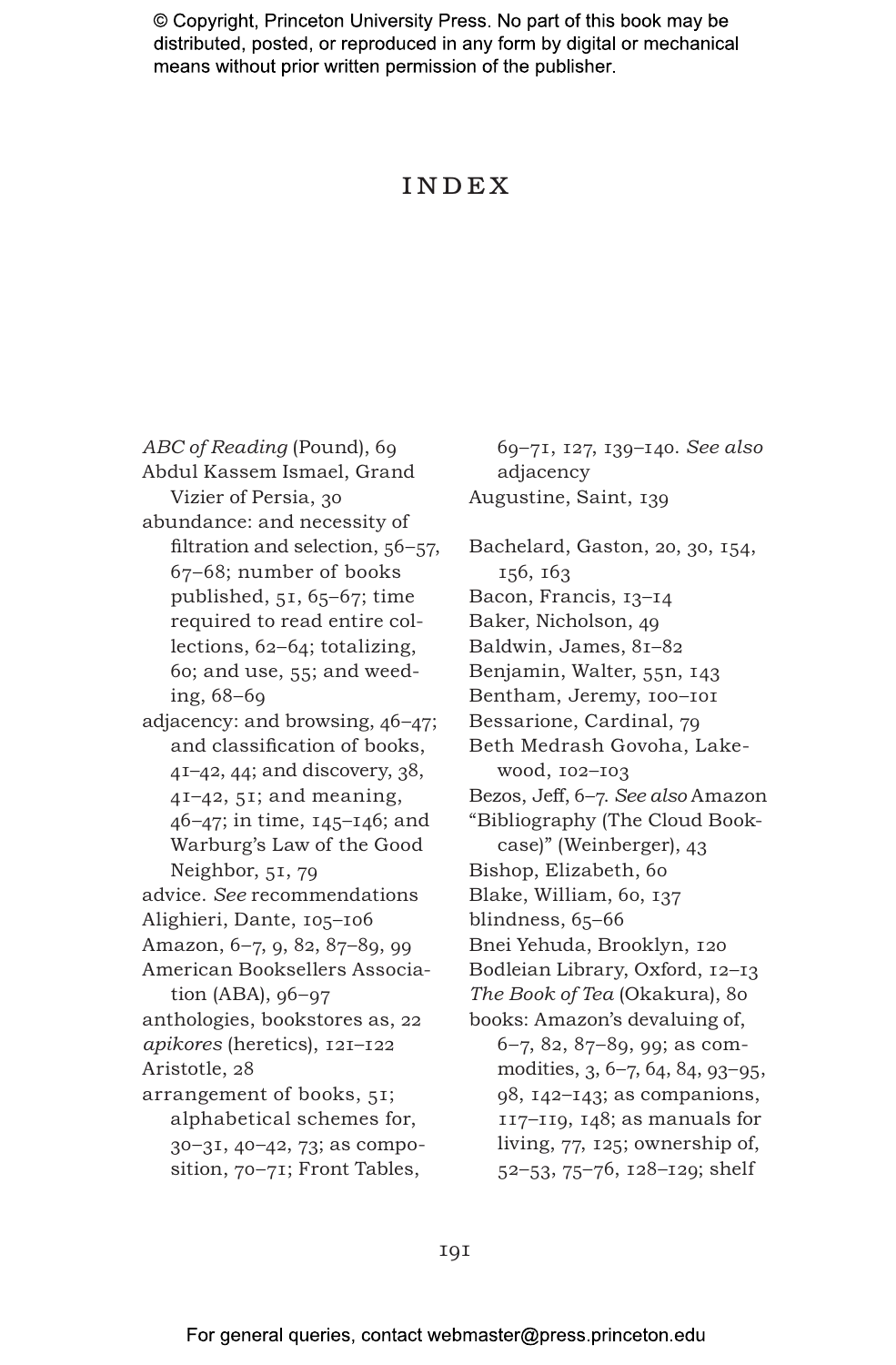# INDEX

*ABC of Reading* (Pound), 69
Abdul Kassem Ismael, Grand Vizier of Persia, 30
abundance: and necessity of filtration and selection, 56–57, 67–68; number of books published, 51, 65–67; time required to read entire collections, 62–64; totalizing, 60; and use, 55; and weeding, 68–69
adjacency: and browsing, 46–47; and classification of books, 41–42, 44; and discovery, 38, 41–42, 51; and meaning, 46–47; in time, 145–146; and Warburg's Law of the Good Neighbor, 51, 79
advice. *See* recommendations
Alighieri, Dante, 105–106
Amazon, 6–7, 9, 82, 87–89, 99
American Booksellers Association (ABA), 96–97
anthologies, bookstores as, 22
*apikores* (heretics), 121–122
Aristotle, 28
arrangement of books, 51; alphabetical schemes for, 30–31, 40–42, 73; as composition, 70–71; Front Tables, 69–71, 127, 139–140. *See also* adjacency
Augustine, Saint, 139

Bachelard, Gaston, 20, 30, 154, 156, 163
Bacon, Francis, 13–14
Baker, Nicholson, 49
Baldwin, James, 81–82
Benjamin, Walter, 55n, 143
Bentham, Jeremy, 100–101
Bessarione, Cardinal, 79
Beth Medrash Govoha, Lakewood, 102–103
Bezos, Jeff, 6–7. *See also* Amazon
"Bibliography (The Cloud Bookcase)" (Weinberger), 43
Bishop, Elizabeth, 60
Blake, William, 60, 137
blindness, 65–66
Bnei Yehuda, Brooklyn, 120
Bodleian Library, Oxford, 12–13
*The Book of Tea* (Okakura), 80
books: Amazon's devaluing of, 6–7, 82, 87–89, 99; as commodities, 3, 6–7, 64, 84, 93–95, 98, 142–143; as companions, 117–119, 148; as manuals for living, 77, 125; ownership of, 52–53, 75–76, 128–129; shelf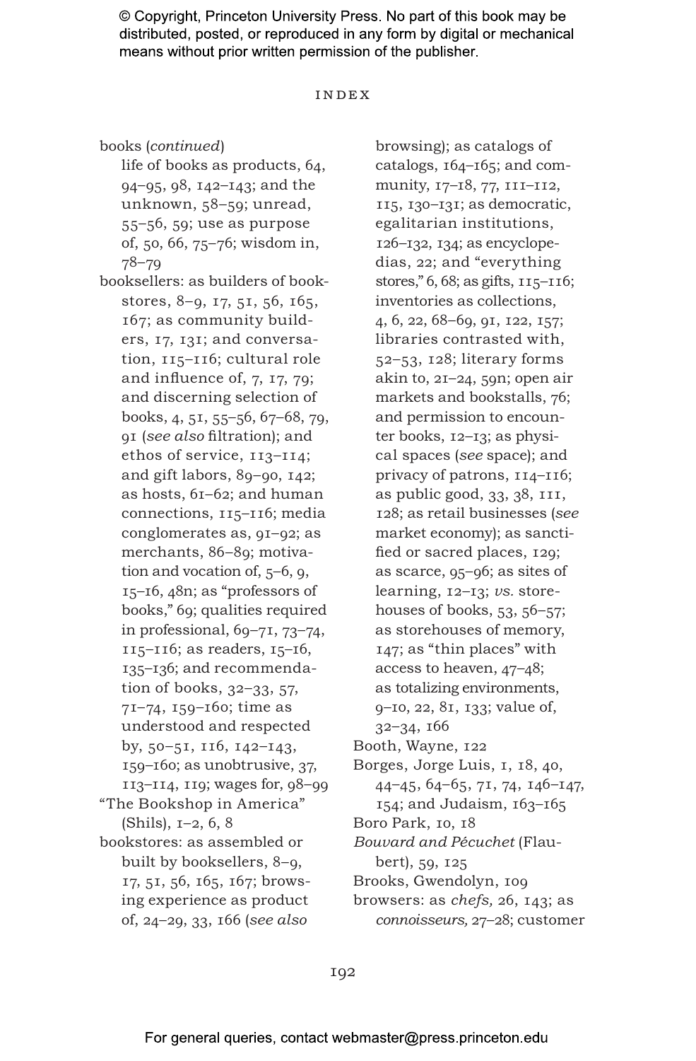# INDEX

books (*continued*)
  life of books as products, 64, 94–95, 98, 142–143; and the unknown, 58–59; unread, 55–56, 59; use as purpose of, 50, 66, 75–76; wisdom in, 78–79

booksellers: as builders of bookstores, 8–9, 17, 51, 56, 165, 167; as community builders, 17, 131; and conversation, 115–116; cultural role and influence of, 7, 17, 79; and discerning selection of books, 4, 51, 55–56, 67–68, 79, 91 (*see also* filtration); and ethos of service, 113–114; and gift labors, 89–90, 142; as hosts, 61–62; and human connections, 115–116; media conglomerates as, 91–92; as merchants, 86–89; motivation and vocation of, 5–6, 9, 15–16, 48n; as "professors of books," 69; qualities required in professional, 69–71, 73–74, 115–116; as readers, 15–16, 135–136; and recommendation of books, 32–33, 57, 71–74, 159–160; time as understood and respected by, 50–51, 116, 142–143, 159–160; as unobtrusive, 37, 113–114, 119; wages for, 98–99

"The Bookshop in America" (Shils), 1–2, 6, 8

bookstores: as assembled or built by booksellers, 8–9, 17, 51, 56, 165, 167; browsing experience as product of, 24–29, 33, 166 (*see also* browsing); as catalogs of catalogs, 164–165; and community, 17–18, 77, 111–112, 115, 130–131; as democratic, egalitarian institutions, 126–132, 134; as encyclopedias, 22; and "everything stores," 6, 68; as gifts, 115–116; inventories as collections, 4, 6, 22, 68–69, 91, 122, 157; libraries contrasted with, 52–53, 128; literary forms akin to, 21–24, 59n; open air markets and bookstalls, 76; and permission to encounter books, 12–13; as physical spaces (*see* space); and privacy of patrons, 114–116; as public good, 33, 38, 111, 128; as retail businesses (*see* market economy); as sanctified or sacred places, 129; as scarce, 95–96; as sites of learning, 12–13; *vs.* storehouses of books, 53, 56–57; as storehouses of memory, 147; as "thin places" with access to heaven, 47–48; as totalizing environments, 9–10, 22, 81, 133; value of, 32–34, 166

Booth, Wayne, 122

Borges, Jorge Luis, 1, 18, 40, 44–45, 64–65, 71, 74, 146–147, 154; and Judaism, 163–165

Boro Park, 10, 18

*Bouvard and Pécuchet* (Flaubert), 59, 125

Brooks, Gwendolyn, 109

browsers: as *chefs,* 26, 143; as *connoisseurs,* 27–28; customer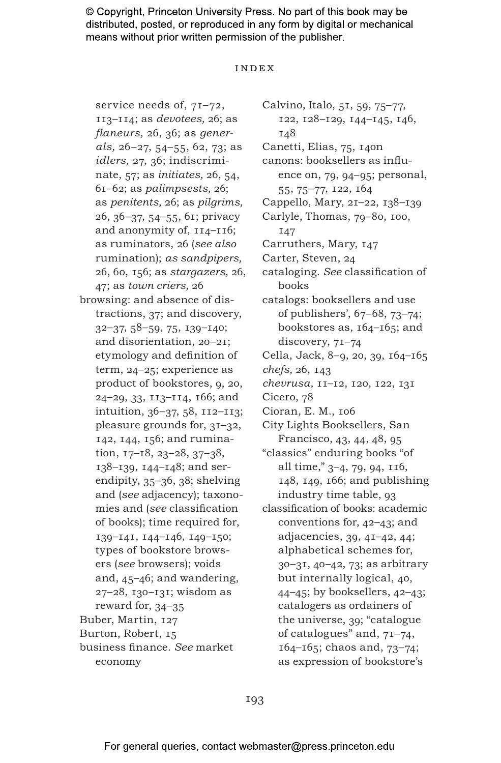service needs of, 71–72, 113–114; as *devotees,* 26; as *flaneurs,* 26, 36; as *generals,* 26–27, 54–55, 62, 73; as *idlers,* 27, 36; indiscriminate, 57; as *initiates,* 26, 54, 61–62; as *palimpsests,* 26; as *penitents,* 26; as *pilgrims,* 26, 36–37, 54–55, 61; privacy and anonymity of, 114–116; as ruminators, 26 (*see also* rumination); *as sandpipers,* 26, 60, 156; as *stargazers,* 26, 47; as *town criers,* 26

browsing: and absence of distractions, 37; and discovery, 32–37, 58–59, 75, 139–140; and disorientation, 20–21; etymology and definition of term, 24–25; experience as product of bookstores, 9, 20, 24–29, 33, 113–114, 166; and intuition, 36–37, 58, 112–113; pleasure grounds for, 31–32, 142, 144, 156; and rumination, 17–18, 23–28, 37–38, 138–139, 144–148; and serendipity, 35–36, 38; shelving and (*see* adjacency); taxonomies and (*see* classification of books); time required for, 139–141, 144–146, 149–150; types of bookstore browsers (*see* browsers); voids and, 45–46; and wandering, 27–28, 130–131; wisdom as reward for, 34–35

Buber, Martin, 127

Burton, Robert, 15

business finance. *See* market economy

Calvino, Italo, 51, 59, 75–77, 122, 128–129, 144–145, 146, 148

Canetti, Elias, 75, 140n

canons: booksellers as influence on, 79, 94–95; personal, 55, 75–77, 122, 164

Cappello, Mary, 21–22, 138–139

Carlyle, Thomas, 79–80, 100, 147

Carruthers, Mary, 147

Carter, Steven, 24

cataloging. *See* classification of books

catalogs: booksellers and use of publishers', 67–68, 73–74; bookstores as, 164–165; and discovery, 71–74

Cella, Jack, 8–9, 20, 39, 164–165

*chefs,* 26, 143

*chevrusa,* 11–12, 120, 122, 131

Cicero, 78

Cioran, E. M., 106

City Lights Booksellers, San Francisco, 43, 44, 48, 95

"classics" enduring books "of all time," 3–4, 79, 94, 116, 148, 149, 166; and publishing industry time table, 93

classification of books: academic conventions for, 42–43; and adjacencies, 39, 41–42, 44; alphabetical schemes for, 30–31, 40–42, 73; as arbitrary but internally logical, 40, 44–45; by booksellers, 42–43; catalogers as ordainers of the universe, 39; "catalogue of catalogues" and, 71–74, 164–165; chaos and, 73–74; as expression of bookstore's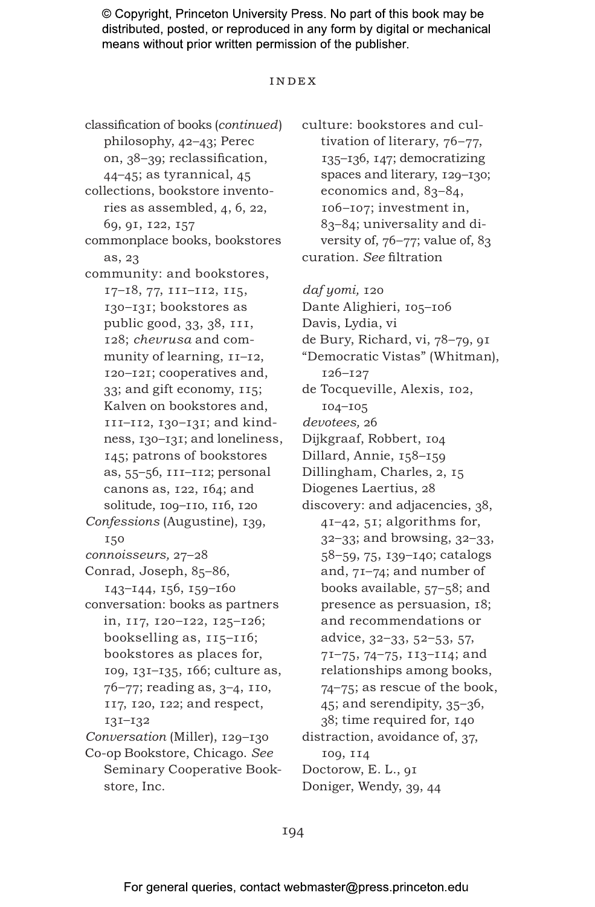© Copyright, Princeton University Press. No part of this book may be distributed, posted, or reproduced in any form by digital or mechanical means without prior written permission of the publisher.

classification of books (*continued*)
philosophy, 42–43; Perec on, 38–39; reclassification, 44–45; as tyrannical, 45

collections, bookstore inventories as assembled, 4, 6, 22, 69, 91, 122, 157

commonplace books, bookstores as, 23

community: and bookstores, 17–18, 77, 111–112, 115, 130–131; bookstores as public good, 33, 38, 111, 128; *chevrusa* and community of learning, 11–12, 120–121; cooperatives and, 33; and gift economy, 115; Kalven on bookstores and, 111–112, 130–131; and kindness, 130–131; and loneliness, 145; patrons of bookstores as, 55–56, 111–112; personal canons as, 122, 164; and solitude, 109–110, 116, 120

*Confessions* (Augustine), 139, 150

*connoisseurs,* 27–28

Conrad, Joseph, 85–86, 143–144, 156, 159–160

conversation: books as partners in, 117, 120–122, 125–126; bookselling as, 115–116; bookstores as places for, 109, 131–135, 166; culture as, 76–77; reading as, 3–4, 110, 117, 120, 122; and respect, 131–132

*Conversation* (Miller), 129–130

Co-op Bookstore, Chicago. *See* Seminary Cooperative Bookstore, Inc.

culture: bookstores and cultivation of literary, 76–77, 135–136, 147; democratizing spaces and literary, 129–130; economics and, 83–84, 106–107; investment in, 83–84; universality and diversity of, 76–77; value of, 83

curation. *See* filtration

*daf yomi,* 120

Dante Alighieri, 105–106

Davis, Lydia, vi

de Bury, Richard, vi, 78–79, 91

"Democratic Vistas" (Whitman), 126–127

de Tocqueville, Alexis, 102, 104–105

*devotees,* 26

Dijkgraaf, Robbert, 104

Dillard, Annie, 158–159

Dillingham, Charles, 2, 15

Diogenes Laertius, 28

discovery: and adjacencies, 38, 41–42, 51; algorithms for, 32–33; and browsing, 32–33, 58–59, 75, 139–140; catalogs and, 71–74; and number of books available, 57–58; and presence as persuasion, 18; and recommendations or advice, 32–33, 52–53, 57, 71–75, 74–75, 113–114; and relationships among books, 74–75; as rescue of the book, 45; and serendipity, 35–36, 38; time required for, 140

distraction, avoidance of, 37, 109, 114

Doctorow, E. L., 91

Doniger, Wendy, 39, 44

For general queries, contact webmaster@press.princeton.edu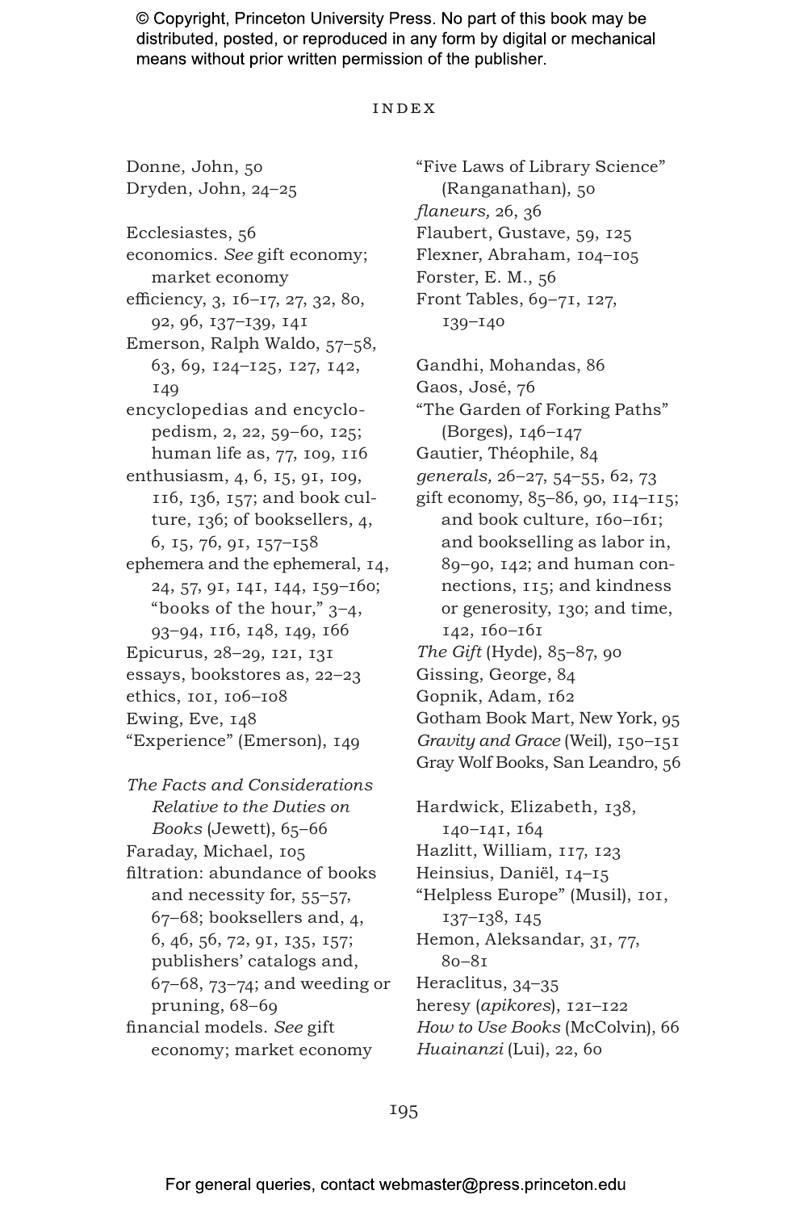# INDEX

Donne, John, 50
Dryden, John, 24–25

Ecclesiastes, 56
economics. *See* gift economy; market economy
efficiency, 3, 16–17, 27, 32, 80, 92, 96, 137–139, 141
Emerson, Ralph Waldo, 57–58, 63, 69, 124–125, 127, 142, 149
encyclopedias and encyclopedism, 2, 22, 59–60, 125; human life as, 77, 109, 116
enthusiasm, 4, 6, 15, 91, 109, 116, 136, 157; and book culture, 136; of booksellers, 4, 6, 15, 76, 91, 157–158
ephemera and the ephemeral, 14, 24, 57, 91, 141, 144, 159–160; "books of the hour," 3–4, 93–94, 116, 148, 149, 166
Epicurus, 28–29, 121, 131
essays, bookstores as, 22–23
ethics, 101, 106–108
Ewing, Eve, 148
"Experience" (Emerson), 149

*The Facts and Considerations Relative to the Duties on Books* (Jewett), 65–66
Faraday, Michael, 105
filtration: abundance of books and necessity for, 55–57, 67–68; booksellers and, 4, 6, 46, 56, 72, 91, 135, 157; publishers' catalogs and, 67–68, 73–74; and weeding or pruning, 68–69
financial models. *See* gift economy; market economy
"Five Laws of Library Science" (Ranganathan), 50
*flaneurs,* 26, 36
Flaubert, Gustave, 59, 125
Flexner, Abraham, 104–105
Forster, E. M., 56
Front Tables, 69–71, 127, 139–140

Gandhi, Mohandas, 86
Gaos, José, 76
"The Garden of Forking Paths" (Borges), 146–147
Gautier, Théophile, 84
*generals,* 26–27, 54–55, 62, 73
gift economy, 85–86, 90, 114–115; and book culture, 160–161; and bookselling as labor in, 89–90, 142; and human connections, 115; and kindness or generosity, 130; and time, 142, 160–161
*The Gift* (Hyde), 85–87, 90
Gissing, George, 84
Gopnik, Adam, 162
Gotham Book Mart, New York, 95
*Gravity and Grace* (Weil), 150–151
Gray Wolf Books, San Leandro, 56

Hardwick, Elizabeth, 138, 140–141, 164
Hazlitt, William, 117, 123
Heinsius, Daniël, 14–15
"Helpless Europe" (Musil), 101, 137–138, 145
Hemon, Aleksandar, 31, 77, 80–81
Heraclitus, 34–35
heresy (*apikores*), 121–122
*How to Use Books* (McColvin), 66
*Huainanzi* (Lui), 22, 60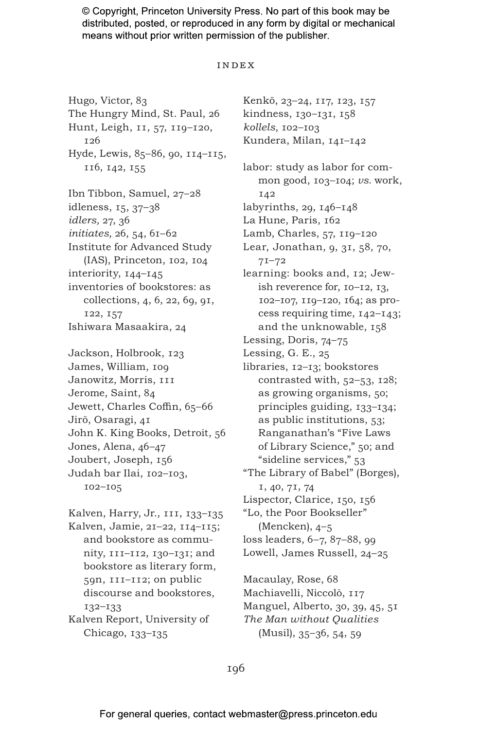INDEX

Hugo, Victor, 83
The Hungry Mind, St. Paul, 26
Hunt, Leigh, 11, 57, 119–120, 126
Hyde, Lewis, 85–86, 90, 114–115, 116, 142, 155

Ibn Tibbon, Samuel, 27–28
idleness, 15, 37–38
*idlers,* 27, 36
*initiates,* 26, 54, 61–62
Institute for Advanced Study (IAS), Princeton, 102, 104
interiority, 144–145
inventories of bookstores: as collections, 4, 6, 22, 69, 91, 122, 157
Ishiwara Masaakira, 24

Jackson, Holbrook, 123
James, William, 109
Janowitz, Morris, 111
Jerome, Saint, 84
Jewett, Charles Coffin, 65–66
Jirō, Osaragi, 41
John K. King Books, Detroit, 56
Jones, Alena, 46–47
Joubert, Joseph, 156
Judah bar Ilai, 102–103, 102–105

Kalven, Harry, Jr., 111, 133–135
Kalven, Jamie, 21–22, 114–115; and bookstore as community, 111–112, 130–131; and bookstore as literary form, 59n, 111–112; on public discourse and bookstores, 132–133
Kalven Report, University of Chicago, 133–135
Kenkō, 23–24, 117, 123, 157
kindness, 130–131, 158
*kollels,* 102–103
Kundera, Milan, 141–142

labor: study as labor for common good, 103–104; *vs.* work, 142
labyrinths, 29, 146–148
La Hune, Paris, 162
Lamb, Charles, 57, 119–120
Lear, Jonathan, 9, 31, 58, 70, 71–72
learning: books and, 12; Jewish reverence for, 10–12, 13, 102–107, 119–120, 164; as process requiring time, 142–143; and the unknowable, 158
Lessing, Doris, 74–75
Lessing, G. E., 25
libraries, 12–13; bookstores contrasted with, 52–53, 128; as growing organisms, 50; principles guiding, 133–134; as public institutions, 53; Ranganathan's "Five Laws of Library Science," 50; and "sideline services," 53
"The Library of Babel" (Borges), 1, 40, 71, 74
Lispector, Clarice, 150, 156
"Lo, the Poor Bookseller" (Mencken), 4–5
loss leaders, 6–7, 87–88, 99
Lowell, James Russell, 24–25

Macaulay, Rose, 68
Machiavelli, Niccolò, 117
Manguel, Alberto, 30, 39, 45, 51
*The Man without Qualities* (Musil), 35–36, 54, 59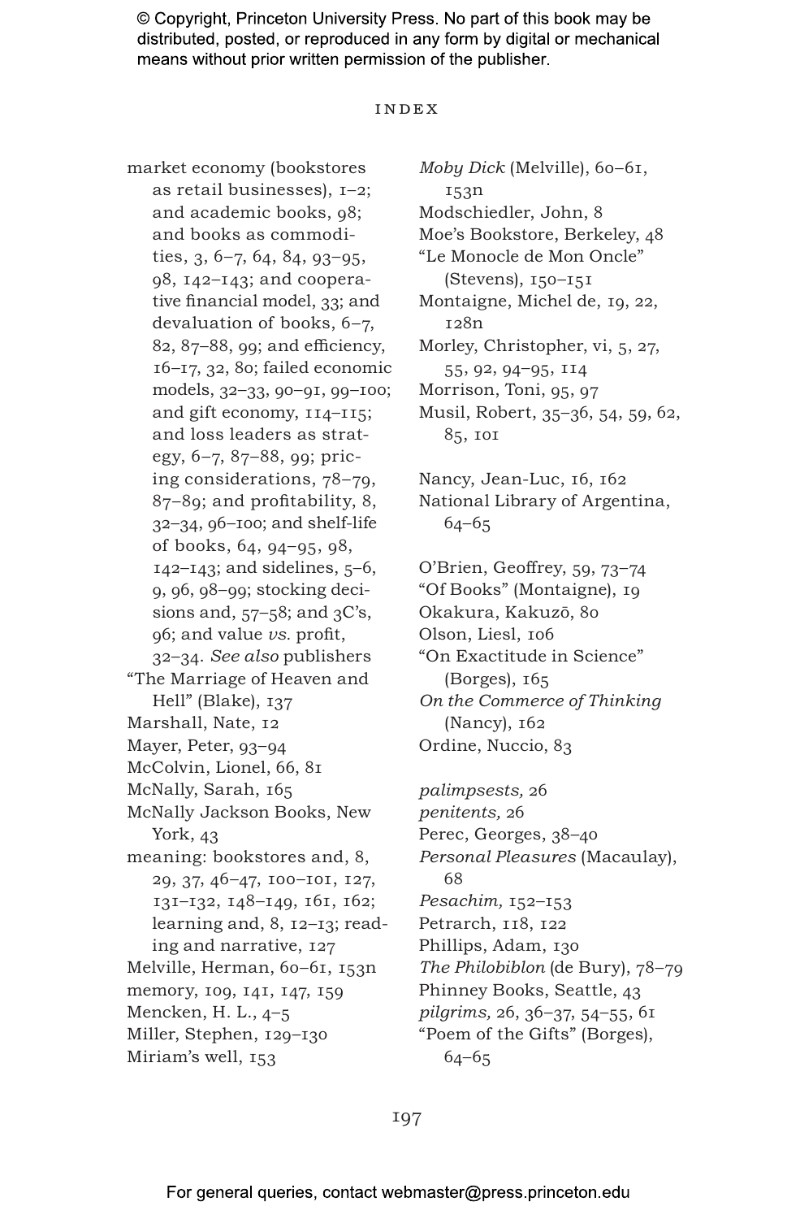INDEX

market economy (bookstores as retail businesses), 1–2; and academic books, 98; and books as commodities, 3, 6–7, 64, 84, 93–95, 98, 142–143; and cooperative financial model, 33; and devaluation of books, 6–7, 82, 87–88, 99; and efficiency, 16–17, 32, 80; failed economic models, 32–33, 90–91, 99–100; and gift economy, 114–115; and loss leaders as strategy, 6–7, 87–88, 99; pricing considerations, 78–79, 87–89; and profitability, 8, 32–34, 96–100; and shelf-life of books, 64, 94–95, 98, 142–143; and sidelines, 5–6, 9, 96, 98–99; stocking decisions and, 57–58; and 3C's, 96; and value *vs.* profit, 32–34. *See also* publishers
"The Marriage of Heaven and Hell" (Blake), 137
Marshall, Nate, 12
Mayer, Peter, 93–94
McColvin, Lionel, 66, 81
McNally, Sarah, 165
McNally Jackson Books, New York, 43
meaning: bookstores and, 8, 29, 37, 46–47, 100–101, 127, 131–132, 148–149, 161, 162; learning and, 8, 12–13; reading and narrative, 127
Melville, Herman, 60–61, 153n
memory, 109, 141, 147, 159
Mencken, H. L., 4–5
Miller, Stephen, 129–130
Miriam's well, 153
*Moby Dick* (Melville), 60–61, 153n
Modschiedler, John, 8
Moe's Bookstore, Berkeley, 48
"Le Monocle de Mon Oncle" (Stevens), 150–151
Montaigne, Michel de, 19, 22, 128n
Morley, Christopher, vi, 5, 27, 55, 92, 94–95, 114
Morrison, Toni, 95, 97
Musil, Robert, 35–36, 54, 59, 62, 85, 101

Nancy, Jean-Luc, 16, 162
National Library of Argentina, 64–65

O'Brien, Geoffrey, 59, 73–74
"Of Books" (Montaigne), 19
Okakura, Kakuzō, 80
Olson, Liesl, 106
"On Exactitude in Science" (Borges), 165
*On the Commerce of Thinking* (Nancy), 162
Ordine, Nuccio, 83

*palimpsests,* 26
*penitents,* 26
Perec, Georges, 38–40
*Personal Pleasures* (Macaulay), 68
*Pesachim,* 152–153
Petrarch, 118, 122
Phillips, Adam, 130
*The Philobiblon* (de Bury), 78–79
Phinney Books, Seattle, 43
*pilgrims,* 26, 36–37, 54–55, 61
"Poem of the Gifts" (Borges), 64–65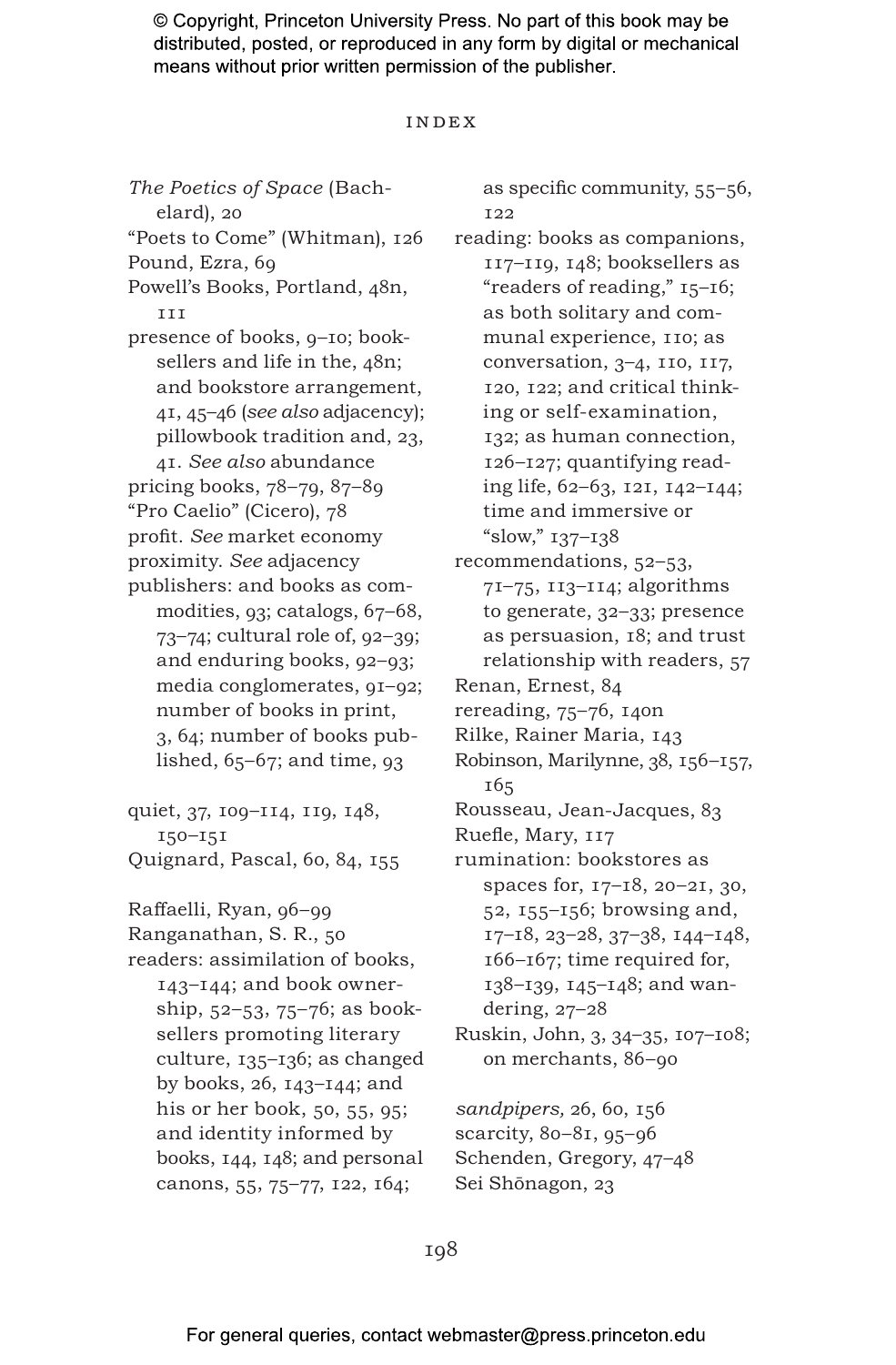INDEX

*The Poetics of Space* (Bachelard), 20
"Poets to Come" (Whitman), 126
Pound, Ezra, 69
Powell's Books, Portland, 48n, 111
presence of books, 9–10; booksellers and life in the, 48n; and bookstore arrangement, 41, 45–46 (*see also* adjacency); pillowbook tradition and, 23, 41. *See also* abundance
pricing books, 78–79, 87–89
"Pro Caelio" (Cicero), 78
profit. *See* market economy
proximity. *See* adjacency
publishers: and books as commodities, 93; catalogs, 67–68, 73–74; cultural role of, 92–39; and enduring books, 92–93; media conglomerates, 91–92; number of books in print, 3, 64; number of books published, 65–67; and time, 93

quiet, 37, 109–114, 119, 148, 150–151
Quignard, Pascal, 60, 84, 155

Raffaelli, Ryan, 96–99
Ranganathan, S. R., 50
readers: assimilation of books, 143–144; and book ownership, 52–53, 75–76; as booksellers promoting literary culture, 135–136; as changed by books, 26, 143–144; and his or her book, 50, 55, 95; and identity informed by books, 144, 148; and personal canons, 55, 75–77, 122, 164; as specific community, 55–56, 122
reading: books as companions, 117–119, 148; booksellers as "readers of reading," 15–16; as both solitary and communal experience, 110; as conversation, 3–4, 110, 117, 120, 122; and critical thinking or self-examination, 132; as human connection, 126–127; quantifying reading life, 62–63, 121, 142–144; time and immersive or "slow," 137–138
recommendations, 52–53, 71–75, 113–114; algorithms to generate, 32–33; presence as persuasion, 18; and trust relationship with readers, 57
Renan, Ernest, 84
rereading, 75–76, 140n
Rilke, Rainer Maria, 143
Robinson, Marilynne, 38, 156–157, 165
Rousseau, Jean-Jacques, 83
Ruefle, Mary, 117
rumination: bookstores as spaces for, 17–18, 20–21, 30, 52, 155–156; browsing and, 17–18, 23–28, 37–38, 144–148, 166–167; time required for, 138–139, 145–148; and wandering, 27–28
Ruskin, John, 3, 34–35, 107–108; on merchants, 86–90

*sandpipers,* 26, 60, 156
scarcity, 80–81, 95–96
Schenden, Gregory, 47–48
Sei Shōnagon, 23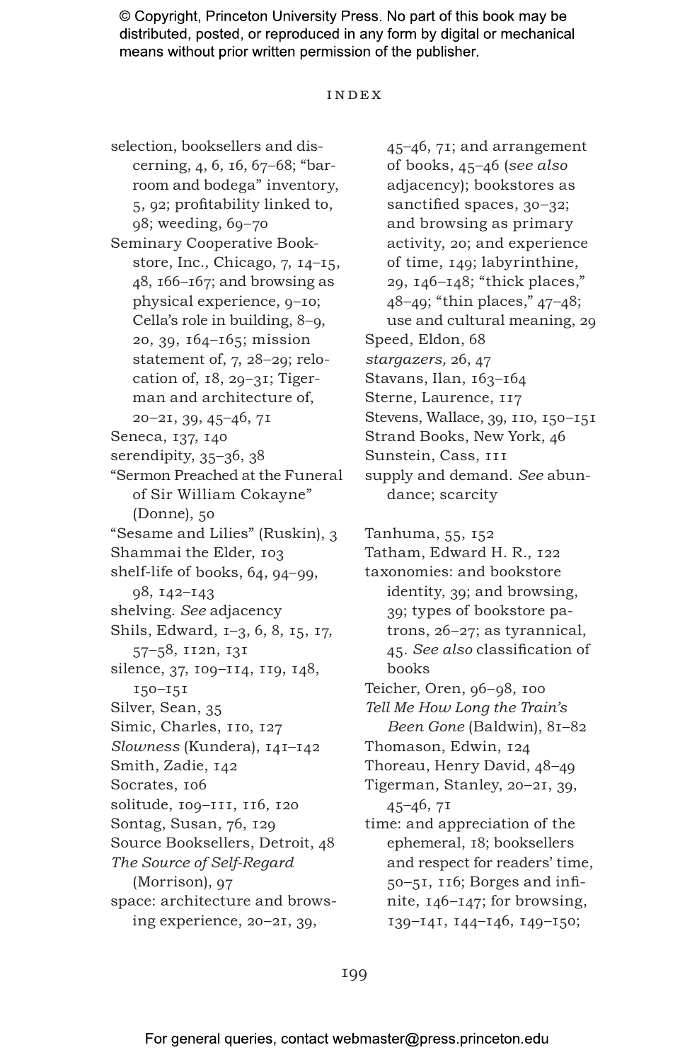selection, booksellers and discerning, 4, 6, 16, 67–68; "barroom and bodega" inventory, 5, 92; profitability linked to, 98; weeding, 69–70

Seminary Cooperative Bookstore, Inc., Chicago, 7, 14–15, 48, 166–167; and browsing as physical experience, 9–10; Cella's role in building, 8–9, 20, 39, 164–165; mission statement of, 7, 28–29; relocation of, 18, 29–31; Tigerman and architecture of, 20–21, 39, 45–46, 71

Seneca, 137, 140

serendipity, 35–36, 38

"Sermon Preached at the Funeral of Sir William Cokayne" (Donne), 50

"Sesame and Lilies" (Ruskin), 3

Shammai the Elder, 103

shelf-life of books, 64, 94–99, 98, 142–143

shelving. *See* adjacency

Shils, Edward, 1–3, 6, 8, 15, 17, 57–58, 112n, 131

silence, 37, 109–114, 119, 148, 150–151

Silver, Sean, 35

Simic, Charles, 110, 127

*Slowness* (Kundera), 141–142

Smith, Zadie, 142

Socrates, 106

solitude, 109–111, 116, 120

Sontag, Susan, 76, 129

Source Booksellers, Detroit, 48

*The Source of Self-Regard* (Morrison), 97

space: architecture and browsing experience, 20–21, 39, 45–46, 71; and arrangement of books, 45–46 (*see also* adjacency); bookstores as sanctified spaces, 30–32; and browsing as primary activity, 20; and experience of time, 149; labyrinthine, 29, 146–148; "thick places," 48–49; "thin places," 47–48; use and cultural meaning, 29

Speed, Eldon, 68

*stargazers,* 26, 47

Stavans, Ilan, 163–164

Sterne, Laurence, 117

Stevens, Wallace, 39, 110, 150–151

Strand Books, New York, 46

Sunstein, Cass, 111

supply and demand. *See* abundance; scarcity

Tanhuma, 55, 152

Tatham, Edward H. R., 122

taxonomies: and bookstore identity, 39; and browsing, 39; types of bookstore patrons, 26–27; as tyrannical, 45. *See also* classification of books

Teicher, Oren, 96–98, 100

*Tell Me How Long the Train's Been Gone* (Baldwin), 81–82

Thomason, Edwin, 124

Thoreau, Henry David, 48–49

Tigerman, Stanley, 20–21, 39, 45–46, 71

time: and appreciation of the ephemeral, 18; booksellers and respect for readers' time, 50–51, 116; Borges and infinite, 146–147; for browsing, 139–141, 144–146, 149–150;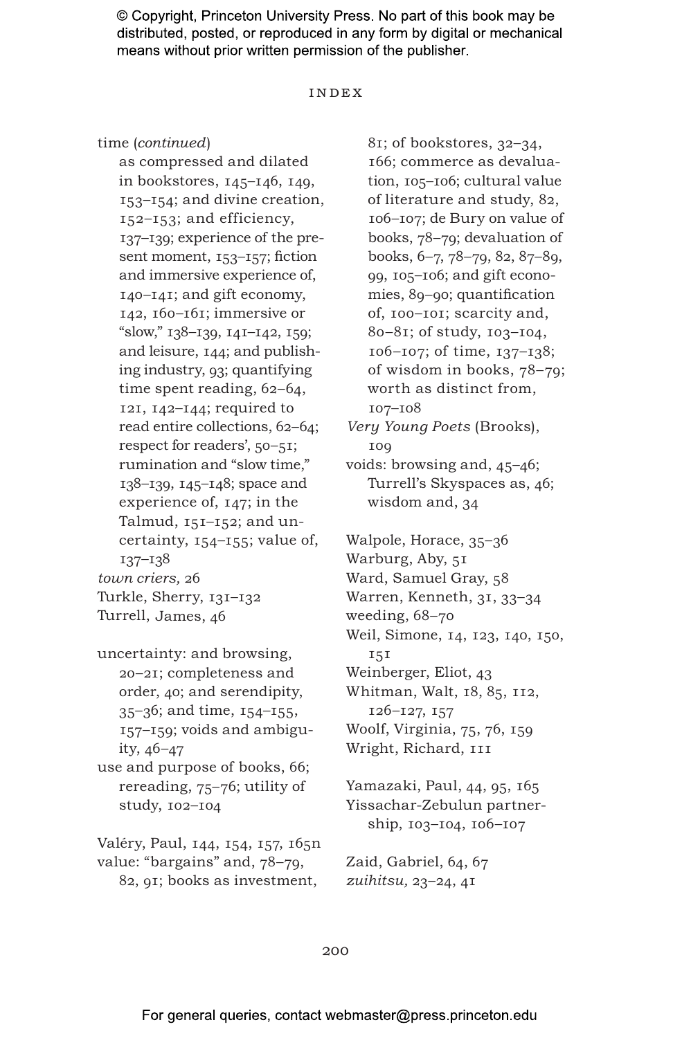INDEX

time (*continued*)
as compressed and dilated in bookstores, 145–146, 149, 153–154; and divine creation, 152–153; and efficiency, 137–139; experience of the present moment, 153–157; fiction and immersive experience of, 140–141; and gift economy, 142, 160–161; immersive or "slow," 138–139, 141–142, 159; and leisure, 144; and publishing industry, 93; quantifying time spent reading, 62–64, 121, 142–144; required to read entire collections, 62–64; respect for readers', 50–51; rumination and "slow time," 138–139, 145–148; space and experience of, 147; in the Talmud, 151–152; and uncertainty, 154–155; value of, 137–138

*town criers,* 26

Turkle, Sherry, 131–132

Turrell, James, 46

uncertainty: and browsing, 20–21; completeness and order, 40; and serendipity, 35–36; and time, 154–155, 157–159; voids and ambiguity, 46–47

use and purpose of books, 66; rereading, 75–76; utility of study, 102–104

Valéry, Paul, 144, 154, 157, 165n

value: "bargains" and, 78–79, 82, 91; books as investment, 81; of bookstores, 32–34, 166; commerce as devaluation, 105–106; cultural value of literature and study, 82, 106–107; de Bury on value of books, 78–79; devaluation of books, 6–7, 78–79, 82, 87–89, 99, 105–106; and gift economies, 89–90; quantification of, 100–101; scarcity and, 80–81; of study, 103–104, 106–107; of time, 137–138; of wisdom in books, 78–79; worth as distinct from, 107–108

*Very Young Poets* (Brooks), 109

voids: browsing and, 45–46; Turrell's Skyspaces as, 46; wisdom and, 34

Walpole, Horace, 35–36

Warburg, Aby, 51

Ward, Samuel Gray, 58

Warren, Kenneth, 31, 33–34

weeding, 68–70

Weil, Simone, 14, 123, 140, 150, 151

Weinberger, Eliot, 43

Whitman, Walt, 18, 85, 112, 126–127, 157

Woolf, Virginia, 75, 76, 159

Wright, Richard, 111

Yamazaki, Paul, 44, 95, 165

Yissachar-Zebulun partnership, 103–104, 106–107

Zaid, Gabriel, 64, 67

*zuihitsu,* 23–24, 41